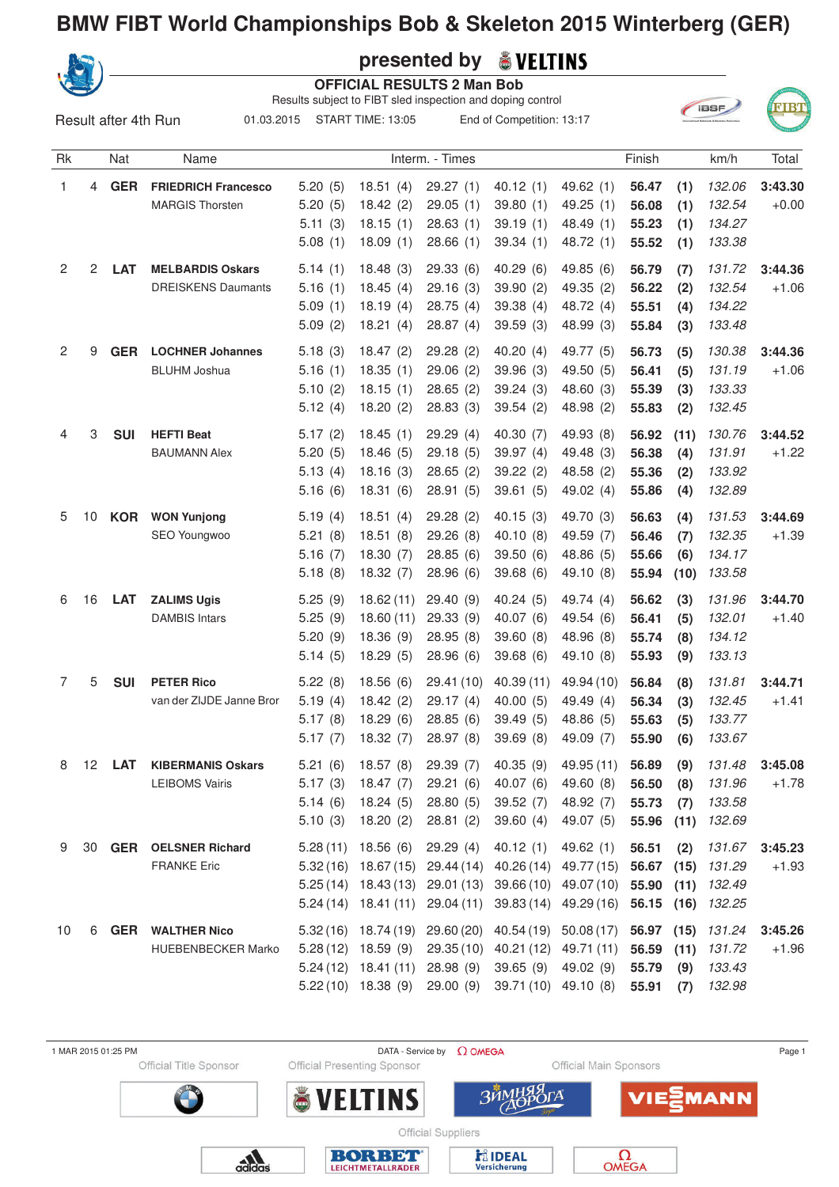# BMW FIBT World Championships Bob & Skeleton 2015 Winterberg (GER)

presented by VELTINS

## OFFICIAL RESULTS 2 Man Bob

Results subject to FIBT sled inspection and doping control

Result after 4th Run    01.03.2015    START TIME: 13:05    End of Competition: 13:17

| Rk | | Nat | Name | Interm. - Times | | | | | Finish | | km/h | Total |
|---|---|---|---|---|---|---|---|---|---|---|---|---|
| 1 | 4 | GER | **FRIEDRICH Francesco** | 5.20 (5) | 18.51 (4) | 29.27 (1) | 40.12 (1) | 49.62 (1) | **56.47** | **(1)** | *132.06* | **3:43.30** |
| | | | MARGIS Thorsten | 5.20 (5) | 18.42 (2) | 29.05 (1) | 39.80 (1) | 49.25 (1) | **56.08** | **(1)** | *132.54* | +0.00 |
| | | | | 5.11 (3) | 18.15 (1) | 28.63 (1) | 39.19 (1) | 48.49 (1) | **55.23** | **(1)** | *134.27* | |
| | | | | 5.08 (1) | 18.09 (1) | 28.66 (1) | 39.34 (1) | 48.72 (1) | **55.52** | **(1)** | *133.38* | |
| 2 | 2 | LAT | **MELBARDIS Oskars** | 5.14 (1) | 18.48 (3) | 29.33 (6) | 40.29 (6) | 49.85 (6) | **56.79** | **(7)** | *131.72* | **3:44.36** |
| | | | DREISKENS Daumants | 5.16 (1) | 18.45 (4) | 29.16 (3) | 39.90 (2) | 49.35 (2) | **56.22** | **(2)** | *132.54* | +1.06 |
| | | | | 5.09 (1) | 18.19 (4) | 28.75 (4) | 39.38 (4) | 48.72 (4) | **55.51** | **(4)** | *134.22* | |
| | | | | 5.09 (2) | 18.21 (4) | 28.87 (4) | 39.59 (3) | 48.99 (3) | **55.84** | **(3)** | *133.48* | |
| 2 | 9 | GER | **LOCHNER Johannes** | 5.18 (3) | 18.47 (2) | 29.28 (2) | 40.20 (4) | 49.77 (5) | **56.73** | **(5)** | *130.38* | **3:44.36** |
| | | | BLUHM Joshua | 5.16 (1) | 18.35 (1) | 29.06 (2) | 39.96 (3) | 49.50 (5) | **56.41** | **(5)** | *131.19* | +1.06 |
| | | | | 5.10 (2) | 18.15 (1) | 28.65 (2) | 39.24 (3) | 48.60 (3) | **55.39** | **(3)** | *133.33* | |
| | | | | 5.12 (4) | 18.20 (2) | 28.83 (3) | 39.54 (2) | 48.98 (2) | **55.83** | **(2)** | *132.45* | |
| 4 | 3 | SUI | **HEFTI Beat** | 5.17 (2) | 18.45 (1) | 29.29 (4) | 40.30 (7) | 49.93 (8) | **56.92** | **(11)** | *130.76* | **3:44.52** |
| | | | BAUMANN Alex | 5.20 (5) | 18.46 (5) | 29.18 (5) | 39.97 (4) | 49.48 (3) | **56.38** | **(4)** | *131.91* | +1.22 |
| | | | | 5.13 (4) | 18.16 (3) | 28.65 (2) | 39.22 (2) | 48.58 (2) | **55.36** | **(2)** | *133.92* | |
| | | | | 5.16 (6) | 18.31 (6) | 28.91 (5) | 39.61 (5) | 49.02 (4) | **55.86** | **(4)** | *132.89* | |
| 5 | 10 | KOR | **WON Yunjong** | 5.19 (4) | 18.51 (4) | 29.28 (2) | 40.15 (3) | 49.70 (3) | **56.63** | **(4)** | *131.53* | **3:44.69** |
| | | | SEO Youngwoo | 5.21 (8) | 18.51 (8) | 29.26 (8) | 40.10 (8) | 49.59 (7) | **56.46** | **(7)** | *132.35* | +1.39 |
| | | | | 5.16 (7) | 18.30 (7) | 28.85 (6) | 39.50 (6) | 48.86 (5) | **55.66** | **(6)** | *134.17* | |
| | | | | 5.18 (8) | 18.32 (7) | 28.96 (6) | 39.68 (6) | 49.10 (8) | **55.94** | **(10)** | *133.58* | |
| 6 | 16 | LAT | **ZALIMS Ugis** | 5.25 (9) | 18.62 (11) | 29.40 (9) | 40.24 (5) | 49.74 (4) | **56.62** | **(3)** | *131.96* | **3:44.70** |
| | | | DAMBIS Intars | 5.25 (9) | 18.60 (11) | 29.33 (9) | 40.07 (6) | 49.54 (6) | **56.41** | **(5)** | *132.01* | +1.40 |
| | | | | 5.20 (9) | 18.36 (9) | 28.95 (8) | 39.60 (8) | 48.96 (8) | **55.74** | **(8)** | *134.12* | |
| | | | | 5.14 (5) | 18.29 (5) | 28.96 (6) | 39.68 (6) | 49.10 (8) | **55.93** | **(9)** | *133.13* | |
| 7 | 5 | SUI | **PETER Rico** | 5.22 (8) | 18.56 (6) | 29.41 (10) | 40.39 (11) | 49.94 (10) | **56.84** | **(8)** | *131.81* | **3:44.71** |
| | | | van der ZIJDE Janne Bror | 5.19 (4) | 18.42 (2) | 29.17 (4) | 40.00 (5) | 49.49 (4) | **56.34** | **(3)** | *132.45* | +1.41 |
| | | | | 5.17 (8) | 18.29 (6) | 28.85 (6) | 39.49 (5) | 48.86 (5) | **55.63** | **(5)** | *133.77* | |
| | | | | 5.17 (7) | 18.32 (7) | 28.97 (8) | 39.69 (8) | 49.09 (7) | **55.90** | **(6)** | *133.67* | |
| 8 | 12 | LAT | **KIBERMANIS Oskars** | 5.21 (6) | 18.57 (8) | 29.39 (7) | 40.35 (9) | 49.95 (11) | **56.89** | **(9)** | *131.48* | **3:45.08** |
| | | | LEIBOMS Vairis | 5.17 (3) | 18.47 (7) | 29.21 (6) | 40.07 (6) | 49.60 (8) | **56.50** | **(8)** | *131.96* | +1.78 |
| | | | | 5.14 (6) | 18.24 (5) | 28.80 (5) | 39.52 (7) | 48.92 (7) | **55.73** | **(7)** | *133.58* | |
| | | | | 5.10 (3) | 18.20 (2) | 28.81 (2) | 39.60 (4) | 49.07 (5) | **55.96** | **(11)** | *132.69* | |
| 9 | 30 | GER | **OELSNER Richard** | 5.28 (11) | 18.56 (6) | 29.29 (4) | 40.12 (1) | 49.62 (1) | **56.51** | **(2)** | *131.67* | **3:45.23** |
| | | | FRANKE Eric | 5.32 (16) | 18.67 (15) | 29.44 (14) | 40.26 (14) | 49.77 (15) | **56.67** | **(15)** | *131.29* | +1.93 |
| | | | | 5.25 (14) | 18.43 (13) | 29.01 (13) | 39.66 (10) | 49.07 (10) | **55.90** | **(11)** | *132.49* | |
| | | | | 5.24 (14) | 18.41 (11) | 29.04 (11) | 39.83 (14) | 49.29 (16) | **56.15** | **(16)** | *132.25* | |
| 10 | 6 | GER | **WALTHER Nico** | 5.32 (16) | 18.74 (19) | 29.60 (20) | 40.54 (19) | 50.08 (17) | **56.97** | **(15)** | *131.24* | **3:45.26** |
| | | | HUEBENBECKER Marko | 5.28 (12) | 18.59 (9) | 29.35 (10) | 40.21 (12) | 49.71 (11) | **56.59** | **(11)** | *131.72* | +1.96 |
| | | | | 5.24 (12) | 18.41 (11) | 28.98 (9) | 39.65 (9) | 49.02 (9) | **55.79** | **(9)** | *133.43* | |
| | | | | 5.22 (10) | 18.38 (9) | 29.00 (9) | 39.71 (10) | 49.10 (8) | **55.91** | **(7)** | *132.98* | |

1 MAR 2015 01:25 PM    DATA - Service by OMEGA

Official Title Sponsor    Official Presenting Sponsor    Official Main Sponsors

Official Suppliers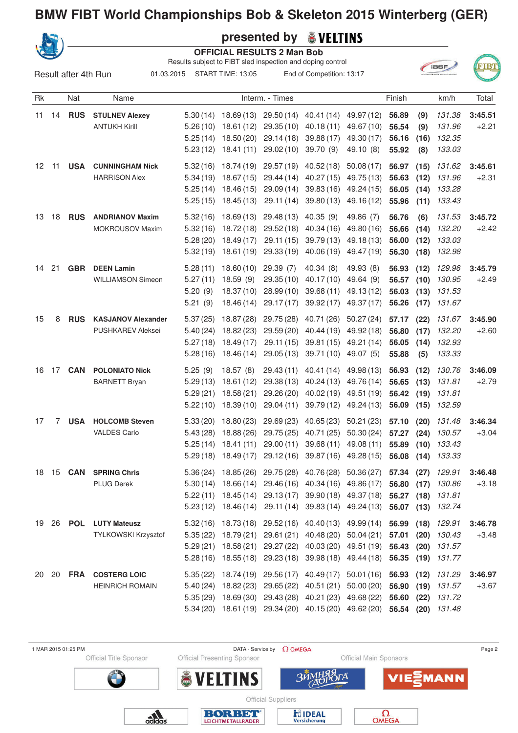# BMW FIBT World Championships Bob & Skeleton 2015 Winterberg (GER)

presented by VELTINS

## OFFICIAL RESULTS 2 Man Bob

Results subject to FIBT sled inspection and doping control

Result after 4th Run | 01.03.2015 | START TIME: 13:05 | End of Competition: 13:17

| Rk | | Nat | Name | Interm. - Times | | | | | Finish | | km/h | Total |
|---|---|---|---|---|---|---|---|---|---|---|---|---|
| 11 | 14 | RUS | **STULNEV Alexey** | 5.30 (14) | 18.69 (13) | 29.50 (14) | 40.41 (14) | 49.97 (12) | **56.89** | **(9)** | *131.38* | **3:45.51** |
| | | | ANTUKH Kirill | 5.26 (10) | 18.61 (12) | 29.35 (10) | 40.18 (11) | 49.67 (10) | **56.54** | **(9)** | *131.96* | +2.21 |
| | | | | 5.25 (14) | 18.50 (20) | 29.14 (18) | 39.88 (17) | 49.30 (17) | **56.16** | **(16)** | *132.35* | |
| | | | | 5.23 (12) | 18.41 (11) | 29.02 (10) | 39.70 (9) | 49.10 (8) | **55.92** | **(8)** | *133.03* | |
| 12 | 11 | USA | **CUNNINGHAM Nick** | 5.32 (16) | 18.74 (19) | 29.57 (19) | 40.52 (18) | 50.08 (17) | **56.97** | **(15)** | *131.62* | **3:45.61** |
| | | | HARRISON Alex | 5.34 (19) | 18.67 (15) | 29.44 (14) | 40.27 (15) | 49.75 (13) | **56.63** | **(12)** | *131.96* | +2.31 |
| | | | | 5.25 (14) | 18.46 (15) | 29.09 (14) | 39.83 (16) | 49.24 (15) | **56.05** | **(14)** | *133.28* | |
| | | | | 5.25 (15) | 18.45 (13) | 29.11 (14) | 39.80 (13) | 49.16 (12) | **55.96** | **(11)** | *133.43* | |
| 13 | 18 | RUS | **ANDRIANOV Maxim** | 5.32 (16) | 18.69 (13) | 29.48 (13) | 40.35 (9) | 49.86 (7) | **56.76** | **(6)** | *131.53* | **3:45.72** |
| | | | MOKROUSOV Maxim | 5.32 (16) | 18.72 (18) | 29.52 (18) | 40.34 (16) | 49.80 (16) | **56.66** | **(14)** | *132.20* | +2.42 |
| | | | | 5.28 (20) | 18.49 (17) | 29.11 (15) | 39.79 (13) | 49.18 (13) | **56.00** | **(12)** | *133.03* | |
| | | | | 5.32 (19) | 18.61 (19) | 29.33 (19) | 40.06 (19) | 49.47 (19) | **56.30** | **(18)** | *132.98* | |
| 14 | 21 | GBR | **DEEN Lamin** | 5.28 (11) | 18.60 (10) | 29.39 (7) | 40.34 (8) | 49.93 (8) | **56.93** | **(12)** | *129.96* | **3:45.79** |
| | | | WILLIAMSON Simeon | 5.27 (11) | 18.59 (9) | 29.35 (10) | 40.17 (10) | 49.64 (9) | **56.57** | **(10)** | *130.95* | +2.49 |
| | | | | 5.20 (9) | 18.37 (10) | 28.99 (10) | 39.68 (11) | 49.13 (12) | **56.03** | **(13)** | *131.53* | |
| | | | | 5.21 (9) | 18.46 (14) | 29.17 (17) | 39.92 (17) | 49.37 (17) | **56.26** | **(17)** | *131.67* | |
| 15 | 8 | RUS | **KASJANOV Alexander** | 5.37 (25) | 18.87 (28) | 29.75 (28) | 40.71 (26) | 50.27 (24) | **57.17** | **(22)** | *131.67* | **3:45.90** |
| | | | PUSHKAREV Aleksei | 5.40 (24) | 18.82 (23) | 29.59 (20) | 40.44 (19) | 49.92 (18) | **56.80** | **(17)** | *132.20* | +2.60 |
| | | | | 5.27 (18) | 18.49 (17) | 29.11 (15) | 39.81 (15) | 49.21 (14) | **56.05** | **(14)** | *132.93* | |
| | | | | 5.28 (16) | 18.46 (14) | 29.05 (13) | 39.71 (10) | 49.07 (5) | **55.88** | **(5)** | *133.33* | |
| 16 | 17 | CAN | **POLONIATO Nick** | 5.25 (9) | 18.57 (8) | 29.43 (11) | 40.41 (14) | 49.98 (13) | **56.93** | **(12)** | *130.76* | **3:46.09** |
| | | | BARNETT Bryan | 5.29 (13) | 18.61 (12) | 29.38 (13) | 40.24 (13) | 49.76 (14) | **56.65** | **(13)** | *131.81* | +2.79 |
| | | | | 5.29 (21) | 18.58 (21) | 29.26 (20) | 40.02 (19) | 49.51 (19) | **56.42** | **(19)** | *131.81* | |
| | | | | 5.22 (10) | 18.39 (10) | 29.04 (11) | 39.79 (12) | 49.24 (13) | **56.09** | **(15)** | *132.59* | |
| 17 | 7 | USA | **HOLCOMB Steven** | 5.33 (20) | 18.80 (23) | 29.69 (23) | 40.65 (23) | 50.21 (23) | **57.10** | **(20)** | *131.48* | **3:46.34** |
| | | | VALDES Carlo | 5.43 (28) | 18.88 (26) | 29.75 (25) | 40.71 (25) | 50.30 (24) | **57.27** | **(24)** | *130.57* | +3.04 |
| | | | | 5.25 (14) | 18.41 (11) | 29.00 (11) | 39.68 (11) | 49.08 (11) | **55.89** | **(10)** | *133.43* | |
| | | | | 5.29 (18) | 18.49 (17) | 29.12 (16) | 39.87 (16) | 49.28 (15) | **56.08** | **(14)** | *133.33* | |
| 18 | 15 | CAN | **SPRING Chris** | 5.36 (24) | 18.85 (26) | 29.75 (28) | 40.76 (28) | 50.36 (27) | **57.34** | **(27)** | *129.91* | **3:46.48** |
| | | | PLUG Derek | 5.30 (14) | 18.66 (14) | 29.46 (16) | 40.34 (16) | 49.86 (17) | **56.80** | **(17)** | *130.86* | +3.18 |
| | | | | 5.22 (11) | 18.45 (14) | 29.13 (17) | 39.90 (18) | 49.37 (18) | **56.27** | **(18)** | *131.81* | |
| | | | | 5.23 (12) | 18.46 (14) | 29.11 (14) | 39.83 (14) | 49.24 (13) | **56.07** | **(13)** | *132.74* | |
| 19 | 26 | POL | **LUTY Mateusz** | 5.32 (16) | 18.73 (18) | 29.52 (16) | 40.40 (13) | 49.99 (14) | **56.99** | **(18)** | *129.91* | **3:46.78** |
| | | | TYLKOWSKI Krzysztof | 5.35 (22) | 18.79 (21) | 29.61 (21) | 40.48 (20) | 50.04 (21) | **57.01** | **(20)** | *130.43* | +3.48 |
| | | | | 5.29 (21) | 18.58 (21) | 29.27 (22) | 40.03 (20) | 49.51 (19) | **56.43** | **(20)** | *131.57* | |
| | | | | 5.28 (16) | 18.55 (18) | 29.23 (18) | 39.98 (18) | 49.44 (18) | **56.35** | **(19)** | *131.77* | |
| 20 | 20 | FRA | **COSTERG LOIC** | 5.35 (22) | 18.74 (19) | 29.56 (17) | 40.49 (17) | 50.01 (16) | **56.93** | **(12)** | *131.29* | **3:46.97** |
| | | | HEINRICH ROMAIN | 5.40 (24) | 18.82 (23) | 29.65 (22) | 40.51 (21) | 50.00 (20) | **56.90** | **(19)** | *131.57* | +3.67 |
| | | | | 5.35 (29) | 18.69 (30) | 29.43 (28) | 40.21 (23) | 49.68 (22) | **56.60** | **(22)** | *131.72* | |
| | | | | 5.34 (20) | 18.61 (19) | 29.34 (20) | 40.15 (20) | 49.62 (20) | **56.54** | **(20)** | *131.48* | |

1 MAR 2015 01:25 PM — DATA - Service by OMEGA

Official Title Sponsor | Official Presenting Sponsor | Official Main Sponsors

Official Suppliers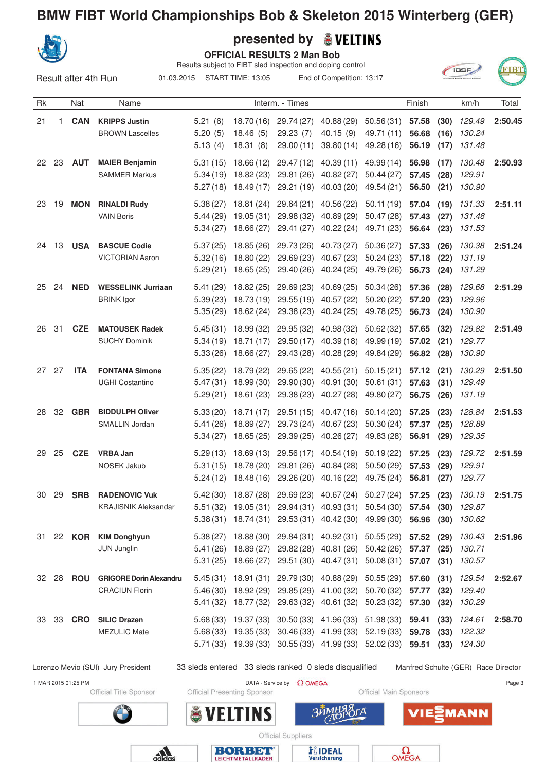# BMW FIBT World Championships Bob & Skeleton 2015 Winterberg (GER)

presented by VELTINS

## OFFICIAL RESULTS 2 Man Bob

Results subject to FIBT sled inspection and doping control

Result after 4th Run | 01.03.2015 | START TIME: 13:05 | End of Competition: 13:17

| Rk | | Nat | Name | Interm. - Times | | | | | Finish | | km/h | Total |
|---|---|---|---|---|---|---|---|---|---|---|---|---|
| 21 | 1 | CAN | **KRIPPS Justin** | 5.21 (6) | 18.70 (16) | 29.74 (27) | 40.88 (29) | 50.56 (31) | **57.58** | **(30)** | 129.49 | **2:50.45** |
| | | | BROWN Lascelles | 5.20 (5) | 18.46 (5) | 29.23 (7) | 40.15 (9) | 49.71 (11) | **56.68** | **(16)** | 130.24 | |
| | | | | 5.13 (4) | 18.31 (8) | 29.00 (11) | 39.80 (14) | 49.28 (16) | **56.19** | **(17)** | 131.48 | |
| 22 | 23 | AUT | **MAIER Benjamin** | 5.31 (15) | 18.66 (12) | 29.47 (12) | 40.39 (11) | 49.99 (14) | **56.98** | **(17)** | 130.48 | **2:50.93** |
| | | | SAMMER Markus | 5.34 (19) | 18.82 (23) | 29.81 (26) | 40.82 (27) | 50.44 (27) | **57.45** | **(28)** | 129.91 | |
| | | | | 5.27 (18) | 18.49 (17) | 29.21 (19) | 40.03 (20) | 49.54 (21) | **56.50** | **(21)** | 130.90 | |
| 23 | 19 | MON | **RINALDI Rudy** | 5.38 (27) | 18.81 (24) | 29.64 (21) | 40.56 (22) | 50.11 (19) | **57.04** | **(19)** | 131.33 | **2:51.11** |
| | | | VAIN Boris | 5.44 (29) | 19.05 (31) | 29.98 (32) | 40.89 (29) | 50.47 (28) | **57.43** | **(27)** | 131.48 | |
| | | | | 5.34 (27) | 18.66 (27) | 29.41 (27) | 40.22 (24) | 49.71 (23) | **56.64** | **(23)** | 131.53 | |
| 24 | 13 | USA | **BASCUE Codie** | 5.37 (25) | 18.85 (26) | 29.73 (26) | 40.73 (27) | 50.36 (27) | **57.33** | **(26)** | 130.38 | **2:51.24** |
| | | | VICTORIAN Aaron | 5.32 (16) | 18.80 (22) | 29.69 (23) | 40.67 (23) | 50.24 (23) | **57.18** | **(22)** | 131.19 | |
| | | | | 5.29 (21) | 18.65 (25) | 29.40 (26) | 40.24 (25) | 49.79 (26) | **56.73** | **(24)** | 131.29 | |
| 25 | 24 | NED | **WESSELINK Jurriaan** | 5.41 (29) | 18.82 (25) | 29.69 (23) | 40.69 (25) | 50.34 (26) | **57.36** | **(28)** | 129.68 | **2:51.29** |
| | | | BRINK Igor | 5.39 (23) | 18.73 (19) | 29.55 (19) | 40.57 (22) | 50.20 (22) | **57.20** | **(23)** | 129.96 | |
| | | | | 5.35 (29) | 18.62 (24) | 29.38 (23) | 40.24 (25) | 49.78 (25) | **56.73** | **(24)** | 130.90 | |
| 26 | 31 | CZE | **MATOUSEK Radek** | 5.45 (31) | 18.99 (32) | 29.95 (32) | 40.98 (32) | 50.62 (32) | **57.65** | **(32)** | 129.82 | **2:51.49** |
| | | | SUCHY Dominik | 5.34 (19) | 18.71 (17) | 29.50 (17) | 40.39 (18) | 49.99 (19) | **57.02** | **(21)** | 129.77 | |
| | | | | 5.33 (26) | 18.66 (27) | 29.43 (28) | 40.28 (29) | 49.84 (29) | **56.82** | **(28)** | 130.90 | |
| 27 | 27 | ITA | **FONTANA Simone** | 5.35 (22) | 18.79 (22) | 29.65 (22) | 40.55 (21) | 50.15 (21) | **57.12** | **(21)** | 130.29 | **2:51.50** |
| | | | UGHI Costantino | 5.47 (31) | 18.99 (30) | 29.90 (30) | 40.91 (30) | 50.61 (31) | **57.63** | **(31)** | 129.49 | |
| | | | | 5.29 (21) | 18.61 (23) | 29.38 (23) | 40.27 (28) | 49.80 (27) | **56.75** | **(26)** | 131.19 | |
| 28 | 32 | GBR | **BIDDULPH Oliver** | 5.33 (20) | 18.71 (17) | 29.51 (15) | 40.47 (16) | 50.14 (20) | **57.25** | **(23)** | 128.84 | **2:51.53** |
| | | | SMALLIN Jordan | 5.41 (26) | 18.89 (27) | 29.73 (24) | 40.67 (23) | 50.30 (24) | **57.37** | **(25)** | 128.89 | |
| | | | | 5.34 (27) | 18.65 (25) | 29.39 (25) | 40.26 (27) | 49.83 (28) | **56.91** | **(29)** | 129.35 | |
| 29 | 25 | CZE | **VRBA Jan** | 5.29 (13) | 18.69 (13) | 29.56 (17) | 40.54 (19) | 50.19 (22) | **57.25** | **(23)** | 129.72 | **2:51.59** |
| | | | NOSEK Jakub | 5.31 (15) | 18.78 (20) | 29.81 (26) | 40.84 (28) | 50.50 (29) | **57.53** | **(29)** | 129.91 | |
| | | | | 5.24 (12) | 18.48 (16) | 29.26 (20) | 40.16 (22) | 49.75 (24) | **56.81** | **(27)** | 129.77 | |
| 30 | 29 | SRB | **RADENOVIC Vuk** | 5.42 (30) | 18.87 (28) | 29.69 (23) | 40.67 (24) | 50.27 (24) | **57.25** | **(23)** | 130.19 | **2:51.75** |
| | | | KRAJISNIK Aleksandar | 5.51 (32) | 19.05 (31) | 29.94 (31) | 40.93 (31) | 50.54 (30) | **57.54** | **(30)** | 129.87 | |
| | | | | 5.38 (31) | 18.74 (31) | 29.53 (31) | 40.42 (30) | 49.99 (30) | **56.96** | **(30)** | 130.62 | |
| 31 | 22 | KOR | **KIM Donghyun** | 5.38 (27) | 18.88 (30) | 29.84 (31) | 40.92 (31) | 50.55 (29) | **57.52** | **(29)** | 130.43 | **2:51.96** |
| | | | JUN Junglin | 5.41 (26) | 18.89 (27) | 29.82 (28) | 40.81 (26) | 50.42 (26) | **57.37** | **(25)** | 130.71 | |
| | | | | 5.31 (25) | 18.66 (27) | 29.51 (30) | 40.47 (31) | 50.08 (31) | **57.07** | **(31)** | 130.57 | |
| 32 | 28 | ROU | **GRIGORE Dorin Alexandru** | 5.45 (31) | 18.91 (31) | 29.79 (30) | 40.88 (29) | 50.55 (29) | **57.60** | **(31)** | 129.54 | **2:52.67** |
| | | | CRACIUN Florin | 5.46 (30) | 18.92 (29) | 29.85 (29) | 41.00 (32) | 50.70 (32) | **57.77** | **(32)** | 129.40 | |
| | | | | 5.41 (32) | 18.77 (32) | 29.63 (32) | 40.61 (32) | 50.23 (32) | **57.30** | **(32)** | 130.29 | |
| 33 | 33 | CRO | **SILIC Drazen** | 5.68 (33) | 19.37 (33) | 30.50 (33) | 41.96 (33) | 51.98 (33) | **59.41** | **(33)** | 124.61 | **2:58.70** |
| | | | MEZULIC Mate | 5.68 (33) | 19.35 (33) | 30.46 (33) | 41.99 (33) | 52.19 (33) | **59.78** | **(33)** | 122.32 | |
| | | | | 5.71 (33) | 19.39 (33) | 30.55 (33) | 41.99 (33) | 52.02 (33) | **59.51** | **(33)** | 124.30 | |

Lorenzo Mevio (SUI) Jury President | 33 sleds entered 33 sleds ranked 0 sleds disqualified | Manfred Schulte (GER) Race Director

1 MAR 2015 01:25 PM | DATA - Service by OMEGA

Official Title Sponsor | Official Presenting Sponsor | Official Main Sponsors

Official Suppliers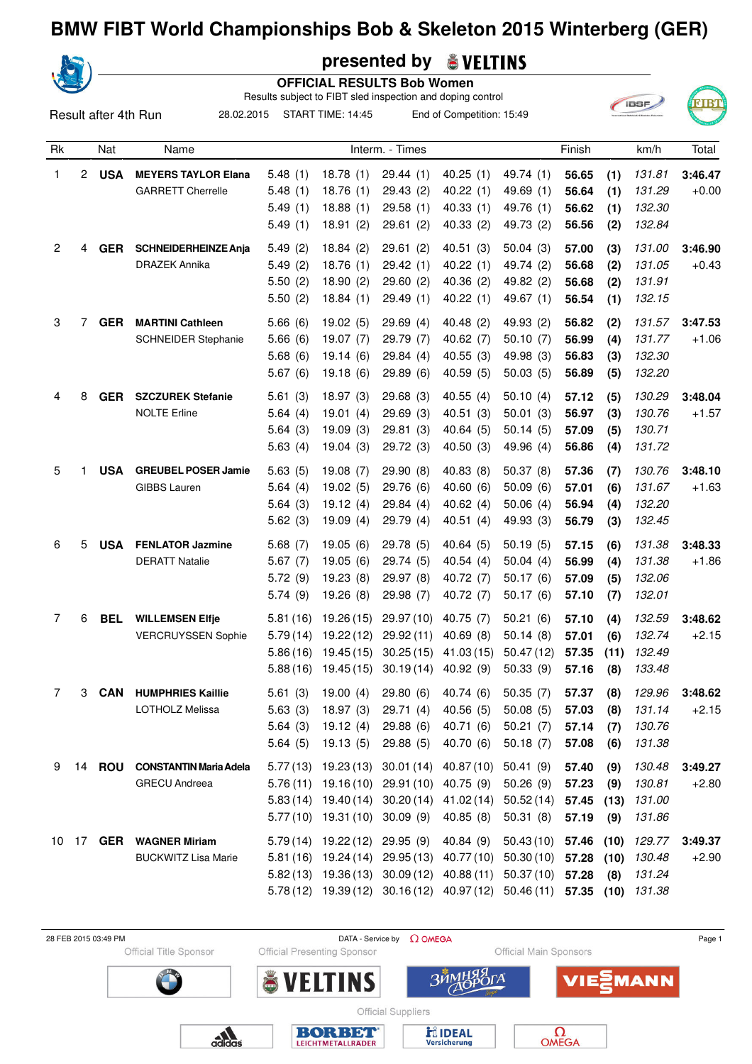# BMW FIBT World Championships Bob & Skeleton 2015 Winterberg (GER)

**presented by VELTINS**

**OFFICIAL RESULTS Bob Women**

Results subject to FIBT sled inspection and doping control

Result after 4th Run 28.02.2015 START TIME: 14:45 End of Competition: 15:49

| Rk | | Nat | Name | Interm. - Times | | | | | Finish | | km/h | Total |
|---|---|---|---|---|---|---|---|---|---|---|---|---|
| 1 | 2 | **USA** | **MEYERS TAYLOR Elana** | 5.48 (1) | 18.78 (1) | 29.44 (1) | 40.25 (1) | 49.74 (1) | **56.65** | **(1)** | *131.81* | **3:46.47** |
| | | | GARRETT Cherrelle | 5.48 (1) | 18.76 (1) | 29.43 (2) | 40.22 (1) | 49.69 (1) | **56.64** | **(1)** | *131.29* | +0.00 |
| | | | | 5.49 (1) | 18.88 (1) | 29.58 (1) | 40.33 (1) | 49.76 (1) | **56.62** | **(1)** | *132.30* | |
| | | | | 5.49 (1) | 18.91 (2) | 29.61 (2) | 40.33 (2) | 49.73 (2) | **56.56** | **(2)** | *132.84* | |
| 2 | 4 | **GER** | **SCHNEIDERHEINZE Anja** | 5.49 (2) | 18.84 (2) | 29.61 (2) | 40.51 (3) | 50.04 (3) | **57.00** | **(3)** | *131.00* | **3:46.90** |
| | | | DRAZEK Annika | 5.49 (2) | 18.76 (1) | 29.42 (1) | 40.22 (1) | 49.74 (2) | **56.68** | **(2)** | *131.05* | +0.43 |
| | | | | 5.50 (2) | 18.90 (2) | 29.60 (2) | 40.36 (2) | 49.82 (2) | **56.68** | **(2)** | *131.91* | |
| | | | | 5.50 (2) | 18.84 (1) | 29.49 (1) | 40.22 (1) | 49.67 (1) | **56.54** | **(1)** | *132.15* | |
| 3 | 7 | **GER** | **MARTINI Cathleen** | 5.66 (6) | 19.02 (5) | 29.69 (4) | 40.48 (2) | 49.93 (2) | **56.82** | **(2)** | *131.57* | **3:47.53** |
| | | | SCHNEIDER Stephanie | 5.66 (6) | 19.07 (7) | 29.79 (7) | 40.62 (7) | 50.10 (7) | **56.99** | **(4)** | *131.77* | +1.06 |
| | | | | 5.68 (6) | 19.14 (6) | 29.84 (4) | 40.55 (3) | 49.98 (3) | **56.83** | **(3)** | *132.30* | |
| | | | | 5.67 (6) | 19.18 (6) | 29.89 (6) | 40.59 (5) | 50.03 (5) | **56.89** | **(5)** | *132.20* | |
| 4 | 8 | **GER** | **SZCZUREK Stefanie** | 5.61 (3) | 18.97 (3) | 29.68 (3) | 40.55 (4) | 50.10 (4) | **57.12** | **(5)** | *130.29* | **3:48.04** |
| | | | NOLTE Erline | 5.64 (4) | 19.01 (4) | 29.69 (3) | 40.51 (3) | 50.01 (3) | **56.97** | **(3)** | *130.76* | +1.57 |
| | | | | 5.64 (3) | 19.09 (3) | 29.81 (3) | 40.64 (5) | 50.14 (5) | **57.09** | **(5)** | *130.71* | |
| | | | | 5.63 (4) | 19.04 (3) | 29.72 (3) | 40.50 (3) | 49.96 (4) | **56.86** | **(4)** | *131.72* | |
| 5 | 1 | **USA** | **GREUBEL POSER Jamie** | 5.63 (5) | 19.08 (7) | 29.90 (8) | 40.83 (8) | 50.37 (8) | **57.36** | **(7)** | *130.76* | **3:48.10** |
| | | | GIBBS Lauren | 5.64 (4) | 19.02 (5) | 29.76 (6) | 40.60 (6) | 50.09 (6) | **57.01** | **(6)** | *131.67* | +1.63 |
| | | | | 5.64 (3) | 19.12 (4) | 29.84 (4) | 40.62 (4) | 50.06 (4) | **56.94** | **(4)** | *132.20* | |
| | | | | 5.62 (3) | 19.09 (4) | 29.79 (4) | 40.51 (4) | 49.93 (3) | **56.79** | **(3)** | *132.45* | |
| 6 | 5 | **USA** | **FENLATOR Jazmine** | 5.68 (7) | 19.05 (6) | 29.78 (5) | 40.64 (5) | 50.19 (5) | **57.15** | **(6)** | *131.38* | **3:48.33** |
| | | | DERATT Natalie | 5.67 (7) | 19.05 (6) | 29.74 (5) | 40.54 (4) | 50.04 (4) | **56.99** | **(4)** | *131.38* | +1.86 |
| | | | | 5.72 (9) | 19.23 (8) | 29.97 (8) | 40.72 (7) | 50.17 (6) | **57.09** | **(5)** | *132.06* | |
| | | | | 5.74 (9) | 19.26 (8) | 29.98 (7) | 40.72 (7) | 50.17 (6) | **57.10** | **(7)** | *132.01* | |
| 7 | 6 | **BEL** | **WILLEMSEN Elfje** | 5.81 (16) | 19.26 (15) | 29.97 (10) | 40.75 (7) | 50.21 (6) | **57.10** | **(4)** | *132.59* | **3:48.62** |
| | | | VERCRUYSSEN Sophie | 5.79 (14) | 19.22 (12) | 29.92 (11) | 40.69 (8) | 50.14 (8) | **57.01** | **(6)** | *132.74* | +2.15 |
| | | | | 5.86 (16) | 19.45 (15) | 30.25 (15) | 41.03 (15) | 50.47 (12) | **57.35** | **(11)** | *132.49* | |
| | | | | 5.88 (16) | 19.45 (15) | 30.19 (14) | 40.92 (9) | 50.33 (9) | **57.16** | **(8)** | *133.48* | |
| 7 | 3 | **CAN** | **HUMPHRIES Kaillie** | 5.61 (3) | 19.00 (4) | 29.80 (6) | 40.74 (6) | 50.35 (7) | **57.37** | **(8)** | *129.96* | **3:48.62** |
| | | | LOTHOLZ Melissa | 5.63 (3) | 18.97 (3) | 29.71 (4) | 40.56 (5) | 50.08 (5) | **57.03** | **(8)** | *131.14* | +2.15 |
| | | | | 5.64 (3) | 19.12 (4) | 29.88 (6) | 40.71 (6) | 50.21 (7) | **57.14** | **(7)** | *130.76* | |
| | | | | 5.64 (5) | 19.13 (5) | 29.88 (5) | 40.70 (6) | 50.18 (7) | **57.08** | **(6)** | *131.38* | |
| 9 | 14 | **ROU** | **CONSTANTIN Maria Adela** | 5.77 (13) | 19.23 (13) | 30.01 (14) | 40.87 (10) | 50.41 (9) | **57.40** | **(9)** | *130.48* | **3:49.27** |
| | | | GRECU Andreea | 5.76 (11) | 19.16 (10) | 29.91 (10) | 40.75 (9) | 50.26 (9) | **57.23** | **(9)** | *130.81* | +2.80 |
| | | | | 5.83 (14) | 19.40 (14) | 30.20 (14) | 41.02 (14) | 50.52 (14) | **57.45** | **(13)** | *131.00* | |
| | | | | 5.77 (10) | 19.31 (10) | 30.09 (9) | 40.85 (8) | 50.31 (8) | **57.19** | **(9)** | *131.86* | |
| 10 | 17 | **GER** | **WAGNER Miriam** | 5.79 (14) | 19.22 (12) | 29.95 (9) | 40.84 (9) | 50.43 (10) | **57.46** | **(10)** | *129.77* | **3:49.37** |
| | | | BUCKWITZ Lisa Marie | 5.81 (16) | 19.24 (14) | 29.95 (13) | 40.77 (10) | 50.30 (10) | **57.28** | **(10)** | *130.48* | +2.90 |
| | | | | 5.82 (13) | 19.36 (13) | 30.09 (12) | 40.88 (11) | 50.37 (10) | **57.28** | **(8)** | *131.24* | |
| | | | | 5.78 (12) | 19.39 (12) | 30.16 (12) | 40.97 (12) | 50.46 (11) | **57.35** | **(10)** | *131.38* | |

28 FEB 2015 03:49 PM DATA - Service by OMEGA

Official Title Sponsor · Official Presenting Sponsor · Official Main Sponsors · Official Suppliers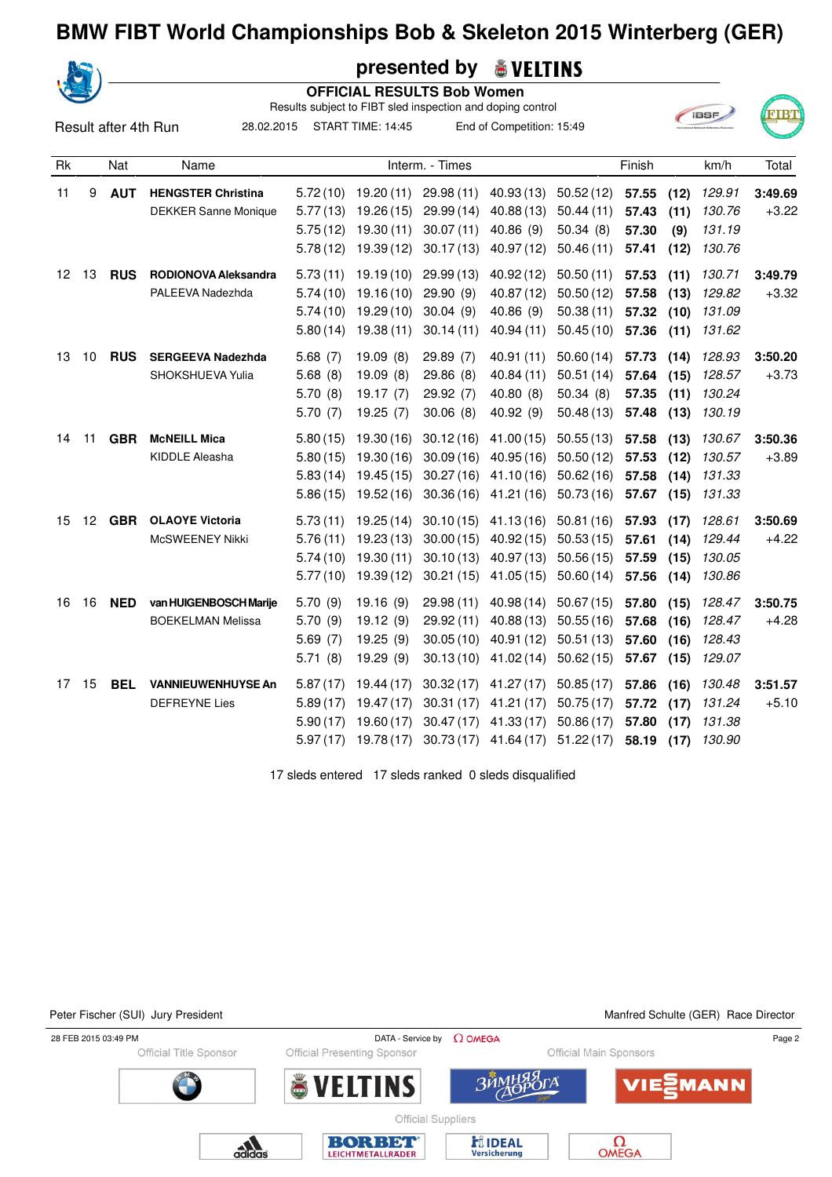# BMW FIBT World Championships Bob & Skeleton 2015 Winterberg (GER)

presented by VELTINS

## OFFICIAL RESULTS Bob Women

Results subject to FIBT sled inspection and doping control

Result after 4th Run    28.02.2015    START TIME: 14:45    End of Competition: 15:49

| Rk | | Nat | Name | Interm. - Times | | | | | Finish | | km/h | Total |
|---|---|---|---|---|---|---|---|---|---|---|---|---|
| 11 | 9 | **AUT** | **HENGSTER Christina** | 5.72 (10) | 19.20 (11) | 29.98 (11) | 40.93 (13) | 50.52 (12) | **57.55** | **(12)** | *129.91* | **3:49.69** |
| | | | DEKKER Sanne Monique | 5.77 (13) | 19.26 (15) | 29.99 (14) | 40.88 (13) | 50.44 (11) | **57.43** | **(11)** | *130.76* | +3.22 |
| | | | | 5.75 (12) | 19.30 (11) | 30.07 (11) | 40.86 (9) | 50.34 (8) | **57.30** | **(9)** | *131.19* | |
| | | | | 5.78 (12) | 19.39 (12) | 30.17 (13) | 40.97 (12) | 50.46 (11) | **57.41** | **(12)** | *130.76* | |
| 12 | 13 | **RUS** | **RODIONOVA Aleksandra** | 5.73 (11) | 19.19 (10) | 29.99 (13) | 40.92 (12) | 50.50 (11) | **57.53** | **(11)** | *130.71* | **3:49.79** |
| | | | PALEEVA Nadezhda | 5.74 (10) | 19.16 (10) | 29.90 (9) | 40.87 (12) | 50.50 (12) | **57.58** | **(13)** | *129.82* | +3.32 |
| | | | | 5.74 (10) | 19.29 (10) | 30.04 (9) | 40.86 (9) | 50.38 (11) | **57.32** | **(10)** | *131.09* | |
| | | | | 5.80 (14) | 19.38 (11) | 30.14 (11) | 40.94 (11) | 50.45 (10) | **57.36** | **(11)** | *131.62* | |
| 13 | 10 | **RUS** | **SERGEEVA Nadezhda** | 5.68 (7) | 19.09 (8) | 29.89 (7) | 40.91 (11) | 50.60 (14) | **57.73** | **(14)** | *128.93* | **3:50.20** |
| | | | SHOKSHUEVA Yulia | 5.68 (8) | 19.09 (8) | 29.86 (8) | 40.84 (11) | 50.51 (14) | **57.64** | **(15)** | *128.57* | +3.73 |
| | | | | 5.70 (8) | 19.17 (7) | 29.92 (7) | 40.80 (8) | 50.34 (8) | **57.35** | **(11)** | *130.24* | |
| | | | | 5.70 (7) | 19.25 (7) | 30.06 (8) | 40.92 (9) | 50.48 (13) | **57.48** | **(13)** | *130.19* | |
| 14 | 11 | **GBR** | **McNEILL Mica** | 5.80 (15) | 19.30 (16) | 30.12 (16) | 41.00 (15) | 50.55 (13) | **57.58** | **(13)** | *130.67* | **3:50.36** |
| | | | KIDDLE Aleasha | 5.80 (15) | 19.30 (16) | 30.09 (16) | 40.95 (16) | 50.50 (12) | **57.53** | **(12)** | *130.57* | +3.89 |
| | | | | 5.83 (14) | 19.45 (15) | 30.27 (16) | 41.10 (16) | 50.62 (16) | **57.58** | **(14)** | *131.33* | |
| | | | | 5.86 (15) | 19.52 (16) | 30.36 (16) | 41.21 (16) | 50.73 (16) | **57.67** | **(15)** | *131.33* | |
| 15 | 12 | **GBR** | **OLAOYE Victoria** | 5.73 (11) | 19.25 (14) | 30.10 (15) | 41.13 (16) | 50.81 (16) | **57.93** | **(17)** | *128.61* | **3:50.69** |
| | | | McSWEENEY Nikki | 5.76 (11) | 19.23 (13) | 30.00 (15) | 40.92 (15) | 50.53 (15) | **57.61** | **(14)** | *129.44* | +4.22 |
| | | | | 5.74 (10) | 19.30 (11) | 30.10 (13) | 40.97 (13) | 50.56 (15) | **57.59** | **(15)** | *130.05* | |
| | | | | 5.77 (10) | 19.39 (12) | 30.21 (15) | 41.05 (15) | 50.60 (14) | **57.56** | **(14)** | *130.86* | |
| 16 | 16 | **NED** | **van HUIGENBOSCH Marije** | 5.70 (9) | 19.16 (9) | 29.98 (11) | 40.98 (14) | 50.67 (15) | **57.80** | **(15)** | *128.47* | **3:50.75** |
| | | | BOEKELMAN Melissa | 5.70 (9) | 19.12 (9) | 29.92 (11) | 40.88 (13) | 50.55 (16) | **57.68** | **(16)** | *128.47* | +4.28 |
| | | | | 5.69 (7) | 19.25 (9) | 30.05 (10) | 40.91 (12) | 50.51 (13) | **57.60** | **(16)** | *128.43* | |
| | | | | 5.71 (8) | 19.29 (9) | 30.13 (10) | 41.02 (14) | 50.62 (15) | **57.67** | **(15)** | *129.07* | |
| 17 | 15 | **BEL** | **VANNIEUWENHUYSE An** | 5.87 (17) | 19.44 (17) | 30.32 (17) | 41.27 (17) | 50.85 (17) | **57.86** | **(16)** | *130.48* | **3:51.57** |
| | | | DEFREYNE Lies | 5.89 (17) | 19.47 (17) | 30.31 (17) | 41.21 (17) | 50.75 (17) | **57.72** | **(17)** | *131.24* | +5.10 |
| | | | | 5.90 (17) | 19.60 (17) | 30.47 (17) | 41.33 (17) | 50.86 (17) | **57.80** | **(17)** | *131.38* | |
| | | | | 5.97 (17) | 19.78 (17) | 30.73 (17) | 41.64 (17) | 51.22 (17) | **58.19** | **(17)** | *130.90* | |

17 sleds entered   17 sleds ranked   0 sleds disqualified

Peter Fischer (SUI) Jury President    Manfred Schulte (GER) Race Director

28 FEB 2015 03:49 PM    DATA - Service by OMEGA

Official Title Sponsor    Official Presenting Sponsor    Official Main Sponsors

Official Suppliers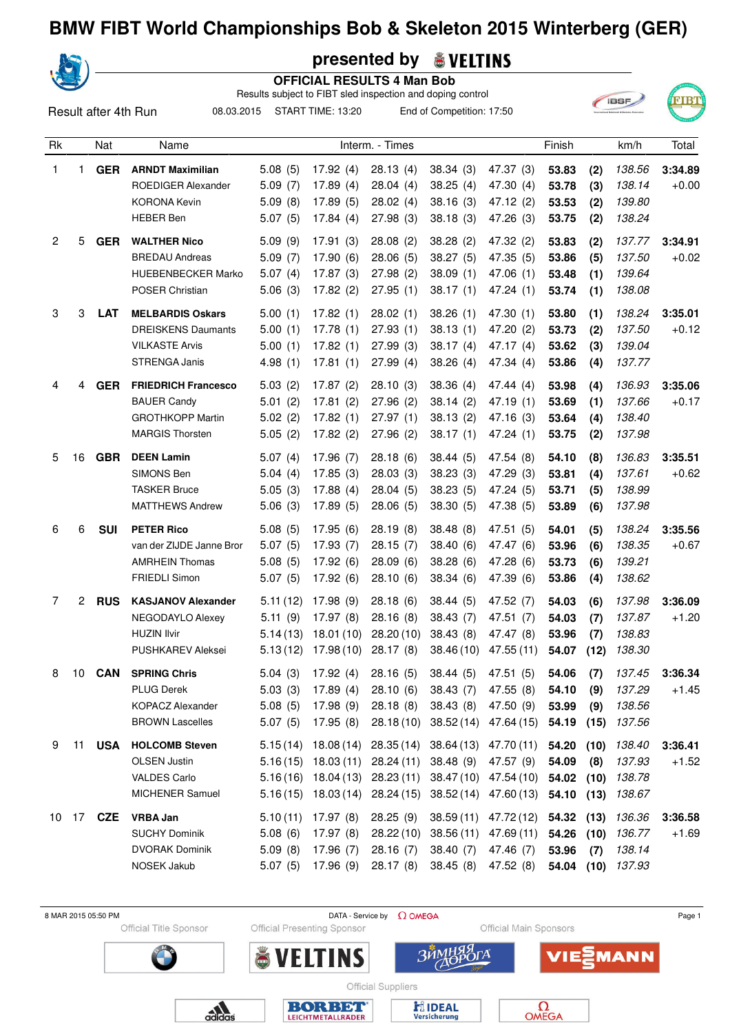# BMW FIBT World Championships Bob & Skeleton 2015 Winterberg (GER)

## presented by VELTINS

### OFFICIAL RESULTS 4 Man Bob

Results subject to FIBT sled inspection and doping control

Result after 4th Run    08.03.2015    START TIME: 13:20    End of Competition: 17:50

| Rk | | Nat | Name | Interm. - Times | | | | | Finish | | km/h | Total |
|---|---|---|---|---|---|---|---|---|---|---|---|---|
| 1 | 1 | GER | **ARNDT Maximilian** | 5.08 (5) | 17.92 (4) | 28.13 (4) | 38.34 (3) | 47.37 (3) | **53.83** | **(2)** | *138.56* | **3:34.89** |
| | | | ROEDIGER Alexander | 5.09 (7) | 17.89 (4) | 28.04 (4) | 38.25 (4) | 47.30 (4) | **53.78** | **(3)** | *138.14* | +0.00 |
| | | | KORONA Kevin | 5.09 (8) | 17.89 (5) | 28.02 (4) | 38.16 (3) | 47.12 (2) | **53.53** | **(2)** | *139.80* | |
| | | | HEBER Ben | 5.07 (5) | 17.84 (4) | 27.98 (3) | 38.18 (3) | 47.26 (3) | **53.75** | **(2)** | *138.24* | |
| 2 | 5 | GER | **WALTHER Nico** | 5.09 (9) | 17.91 (3) | 28.08 (2) | 38.28 (2) | 47.32 (2) | **53.83** | **(2)** | *137.77* | **3:34.91** |
| | | | BREDAU Andreas | 5.09 (7) | 17.90 (6) | 28.06 (5) | 38.27 (5) | 47.35 (5) | **53.86** | **(5)** | *137.50* | +0.02 |
| | | | HUEBENBECKER Marko | 5.07 (4) | 17.87 (3) | 27.98 (2) | 38.09 (1) | 47.06 (1) | **53.48** | **(1)** | *139.64* | |
| | | | POSER Christian | 5.06 (3) | 17.82 (2) | 27.95 (1) | 38.17 (1) | 47.24 (1) | **53.74** | **(1)** | *138.08* | |
| 3 | 3 | LAT | **MELBARDIS Oskars** | 5.00 (1) | 17.82 (1) | 28.02 (1) | 38.26 (1) | 47.30 (1) | **53.80** | **(1)** | *138.24* | **3:35.01** |
| | | | DREISKENS Daumants | 5.00 (1) | 17.78 (1) | 27.93 (1) | 38.13 (1) | 47.20 (2) | **53.73** | **(2)** | *137.50* | +0.12 |
| | | | VILKASTE Arvis | 5.00 (1) | 17.82 (1) | 27.99 (3) | 38.17 (4) | 47.17 (4) | **53.62** | **(3)** | *139.04* | |
| | | | STRENGA Janis | 4.98 (1) | 17.81 (1) | 27.99 (4) | 38.26 (4) | 47.34 (4) | **53.86** | **(4)** | *137.77* | |
| 4 | 4 | GER | **FRIEDRICH Francesco** | 5.03 (2) | 17.87 (2) | 28.10 (3) | 38.36 (4) | 47.44 (4) | **53.98** | **(4)** | *136.93* | **3:35.06** |
| | | | BAUER Candy | 5.01 (2) | 17.81 (2) | 27.96 (2) | 38.14 (2) | 47.19 (1) | **53.69** | **(1)** | *137.66* | +0.17 |
| | | | GROTHKOPP Martin | 5.02 (2) | 17.82 (1) | 27.97 (1) | 38.13 (2) | 47.16 (3) | **53.64** | **(4)** | *138.40* | |
| | | | MARGIS Thorsten | 5.05 (2) | 17.82 (2) | 27.96 (2) | 38.17 (1) | 47.24 (1) | **53.75** | **(2)** | *137.98* | |
| 5 | 16 | GBR | **DEEN Lamin** | 5.07 (4) | 17.96 (7) | 28.18 (6) | 38.44 (5) | 47.54 (8) | **54.10** | **(8)** | *136.83* | **3:35.51** |
| | | | SIMONS Ben | 5.04 (4) | 17.85 (3) | 28.03 (3) | 38.23 (3) | 47.29 (3) | **53.81** | **(4)** | *137.61* | +0.62 |
| | | | TASKER Bruce | 5.05 (3) | 17.88 (4) | 28.04 (5) | 38.23 (5) | 47.24 (5) | **53.71** | **(5)** | *138.99* | |
| | | | MATTHEWS Andrew | 5.06 (3) | 17.89 (5) | 28.06 (5) | 38.30 (5) | 47.38 (5) | **53.89** | **(6)** | *137.98* | |
| 6 | 6 | SUI | **PETER Rico** | 5.08 (5) | 17.95 (6) | 28.19 (8) | 38.48 (8) | 47.51 (5) | **54.01** | **(5)** | *138.24* | **3:35.56** |
| | | | van der ZIJDE Janne Bror | 5.07 (5) | 17.93 (7) | 28.15 (7) | 38.40 (6) | 47.47 (6) | **53.96** | **(6)** | *138.35* | +0.67 |
| | | | AMRHEIN Thomas | 5.08 (5) | 17.92 (6) | 28.09 (6) | 38.28 (6) | 47.28 (6) | **53.73** | **(6)** | *139.21* | |
| | | | FRIEDLI Simon | 5.07 (5) | 17.92 (6) | 28.10 (6) | 38.34 (6) | 47.39 (6) | **53.86** | **(4)** | *138.62* | |
| 7 | 2 | RUS | **KASJANOV Alexander** | 5.11 (12) | 17.98 (9) | 28.18 (6) | 38.44 (5) | 47.52 (7) | **54.03** | **(6)** | *137.98* | **3:36.09** |
| | | | NEGODAYLO Alexey | 5.11 (9) | 17.97 (8) | 28.16 (8) | 38.43 (7) | 47.51 (7) | **54.03** | **(7)** | *137.87* | +1.20 |
| | | | HUZIN Ilvir | 5.14 (13) | 18.01 (10) | 28.20 (10) | 38.43 (8) | 47.47 (8) | **53.96** | **(7)** | *138.83* | |
| | | | PUSHKAREV Aleksei | 5.13 (12) | 17.98 (10) | 28.17 (8) | 38.46 (10) | 47.55 (11) | **54.07** | **(12)** | *138.30* | |
| 8 | 10 | CAN | **SPRING Chris** | 5.04 (3) | 17.92 (4) | 28.16 (5) | 38.44 (5) | 47.51 (5) | **54.06** | **(7)** | *137.45* | **3:36.34** |
| | | | PLUG Derek | 5.03 (3) | 17.89 (4) | 28.10 (6) | 38.43 (7) | 47.55 (8) | **54.10** | **(9)** | *137.29* | +1.45 |
| | | | KOPACZ Alexander | 5.08 (5) | 17.98 (9) | 28.18 (8) | 38.43 (8) | 47.50 (9) | **53.99** | **(9)** | *138.56* | |
| | | | BROWN Lascelles | 5.07 (5) | 17.95 (8) | 28.18 (10) | 38.52 (14) | 47.64 (15) | **54.19** | **(15)** | *137.56* | |
| 9 | 11 | USA | **HOLCOMB Steven** | 5.15 (14) | 18.08 (14) | 28.35 (14) | 38.64 (13) | 47.70 (11) | **54.20** | **(10)** | *138.40* | **3:36.41** |
| | | | OLSEN Justin | 5.16 (15) | 18.03 (11) | 28.24 (11) | 38.48 (9) | 47.57 (9) | **54.09** | **(8)** | *137.93* | +1.52 |
| | | | VALDES Carlo | 5.16 (16) | 18.04 (13) | 28.23 (11) | 38.47 (10) | 47.54 (10) | **54.02** | **(10)** | *138.78* | |
| | | | MICHENER Samuel | 5.16 (15) | 18.03 (14) | 28.24 (15) | 38.52 (14) | 47.60 (13) | **54.10** | **(13)** | *138.67* | |
| 10 | 17 | CZE | **VRBA Jan** | 5.10 (11) | 17.97 (8) | 28.25 (9) | 38.59 (11) | 47.72 (12) | **54.32** | **(13)** | *136.36* | **3:36.58** |
| | | | SUCHY Dominik | 5.08 (6) | 17.97 (8) | 28.22 (10) | 38.56 (11) | 47.69 (11) | **54.26** | **(10)** | *136.77* | +1.69 |
| | | | DVORAK Dominik | 5.09 (8) | 17.96 (7) | 28.16 (7) | 38.40 (7) | 47.46 (7) | **53.96** | **(7)** | *138.14* | |
| | | | NOSEK Jakub | 5.07 (5) | 17.96 (9) | 28.17 (8) | 38.45 (8) | 47.52 (8) | **54.04** | **(10)** | *137.93* | |

8 MAR 2015 05:50 PM    DATA - Service by OMEGA

Official Title Sponsor    Official Presenting Sponsor    Official Main Sponsors

Official Suppliers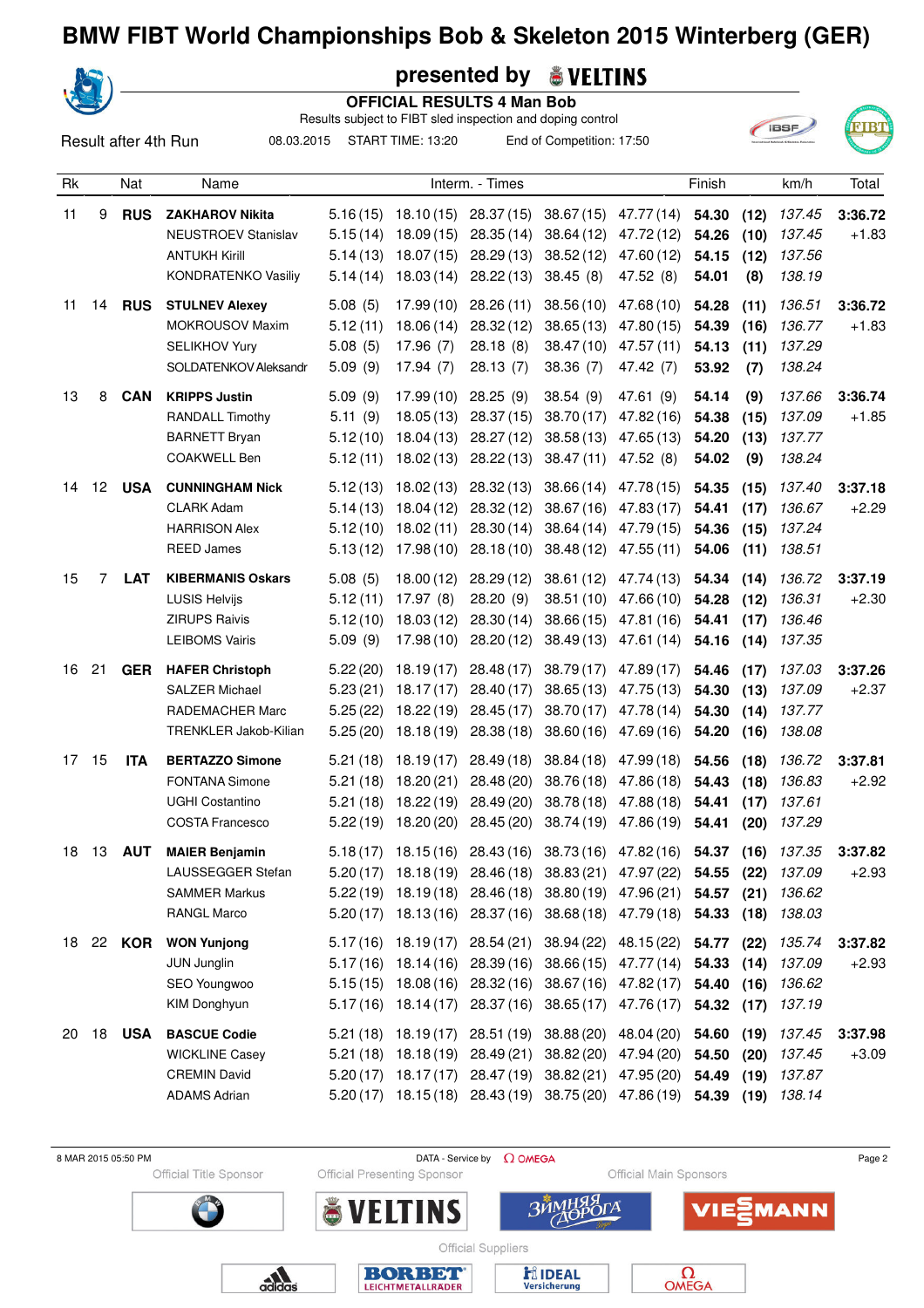# BMW FIBT World Championships Bob & Skeleton 2015 Winterberg (GER)

## presented by VELTINS

### OFFICIAL RESULTS 4 Man Bob

Results subject to FIBT sled inspection and doping control

Result after 4th Run 08.03.2015 START TIME: 13:20 End of Competition: 17:50

| Rk | | Nat | Name | Interm. - Times | | | | | Finish | | km/h | Total |
|---|---|---|---|---|---|---|---|---|---|---|---|---|
| 11 | 9 | **RUS** | **ZAKHAROV Nikita** | 5.16 (15) | 18.10 (15) | 28.37 (15) | 38.67 (15) | 47.77 (14) | **54.30** | **(12)** | *137.45* | **3:36.72** |
| | | | NEUSTROEV Stanislav | 5.15 (14) | 18.09 (15) | 28.35 (14) | 38.64 (12) | 47.72 (12) | **54.26** | **(10)** | *137.45* | +1.83 |
| | | | ANTUKH Kirill | 5.14 (13) | 18.07 (15) | 28.29 (13) | 38.52 (12) | 47.60 (12) | **54.15** | **(12)** | *137.56* | |
| | | | KONDRATENKO Vasiliy | 5.14 (14) | 18.03 (14) | 28.22 (13) | 38.45 (8) | 47.52 (8) | **54.01** | **(8)** | *138.19* | |
| 11 | 14 | **RUS** | **STULNEV Alexey** | 5.08 (5) | 17.99 (10) | 28.26 (11) | 38.56 (10) | 47.68 (10) | **54.28** | **(11)** | *136.51* | **3:36.72** |
| | | | MOKROUSOV Maxim | 5.12 (11) | 18.06 (14) | 28.32 (12) | 38.65 (13) | 47.80 (15) | **54.39** | **(16)** | *136.77* | +1.83 |
| | | | SELIKHOV Yury | 5.08 (5) | 17.96 (7) | 28.18 (8) | 38.47 (10) | 47.57 (11) | **54.13** | **(11)** | *137.29* | |
| | | | SOLDATENKOV Aleksandr | 5.09 (9) | 17.94 (7) | 28.13 (7) | 38.36 (7) | 47.42 (7) | **53.92** | **(7)** | *138.24* | |
| 13 | 8 | **CAN** | **KRIPPS Justin** | 5.09 (9) | 17.99 (10) | 28.25 (9) | 38.54 (9) | 47.61 (9) | **54.14** | **(9)** | *137.66* | **3:36.74** |
| | | | RANDALL Timothy | 5.11 (9) | 18.05 (13) | 28.37 (15) | 38.70 (17) | 47.82 (16) | **54.38** | **(15)** | *137.09* | +1.85 |
| | | | BARNETT Bryan | 5.12 (10) | 18.04 (13) | 28.27 (12) | 38.58 (13) | 47.65 (13) | **54.20** | **(13)** | *137.77* | |
| | | | COAKWELL Ben | 5.12 (11) | 18.02 (13) | 28.22 (13) | 38.47 (11) | 47.52 (8) | **54.02** | **(9)** | *138.24* | |
| 14 | 12 | **USA** | **CUNNINGHAM Nick** | 5.12 (13) | 18.02 (13) | 28.32 (13) | 38.66 (14) | 47.78 (15) | **54.35** | **(15)** | *137.40* | **3:37.18** |
| | | | CLARK Adam | 5.14 (13) | 18.04 (12) | 28.32 (12) | 38.67 (16) | 47.83 (17) | **54.41** | **(17)** | *136.67* | +2.29 |
| | | | HARRISON Alex | 5.12 (10) | 18.02 (11) | 28.30 (14) | 38.64 (14) | 47.79 (15) | **54.36** | **(15)** | *137.24* | |
| | | | REED James | 5.13 (12) | 17.98 (10) | 28.18 (10) | 38.48 (12) | 47.55 (11) | **54.06** | **(11)** | *138.51* | |
| 15 | 7 | **LAT** | **KIBERMANIS Oskars** | 5.08 (5) | 18.00 (12) | 28.29 (12) | 38.61 (12) | 47.74 (13) | **54.34** | **(14)** | *136.72* | **3:37.19** |
| | | | LUSIS Helvijs | 5.12 (11) | 17.97 (8) | 28.20 (9) | 38.51 (10) | 47.66 (10) | **54.28** | **(12)** | *136.31* | +2.30 |
| | | | ZIRUPS Raivis | 5.12 (10) | 18.03 (12) | 28.30 (14) | 38.66 (15) | 47.81 (16) | **54.41** | **(17)** | *136.46* | |
| | | | LEIBOMS Vairis | 5.09 (9) | 17.98 (10) | 28.20 (12) | 38.49 (13) | 47.61 (14) | **54.16** | **(14)** | *137.35* | |
| 16 | 21 | **GER** | **HAFER Christoph** | 5.22 (20) | 18.19 (17) | 28.48 (17) | 38.79 (17) | 47.89 (17) | **54.46** | **(17)** | *137.03* | **3:37.26** |
| | | | SALZER Michael | 5.23 (21) | 18.17 (17) | 28.40 (17) | 38.65 (13) | 47.75 (13) | **54.30** | **(13)** | *137.09* | +2.37 |
| | | | RADEMACHER Marc | 5.25 (22) | 18.22 (19) | 28.45 (17) | 38.70 (17) | 47.78 (14) | **54.30** | **(14)** | *137.77* | |
| | | | TRENKLER Jakob-Kilian | 5.25 (20) | 18.18 (19) | 28.38 (18) | 38.60 (16) | 47.69 (16) | **54.20** | **(16)** | *138.08* | |
| 17 | 15 | **ITA** | **BERTAZZO Simone** | 5.21 (18) | 18.19 (17) | 28.49 (18) | 38.84 (18) | 47.99 (18) | **54.56** | **(18)** | *136.72* | **3:37.81** |
| | | | FONTANA Simone | 5.21 (18) | 18.20 (21) | 28.48 (20) | 38.76 (18) | 47.86 (18) | **54.43** | **(18)** | *136.83* | +2.92 |
| | | | UGHI Costantino | 5.21 (18) | 18.22 (19) | 28.49 (20) | 38.78 (18) | 47.88 (18) | **54.41** | **(17)** | *137.61* | |
| | | | COSTA Francesco | 5.22 (19) | 18.20 (20) | 28.45 (20) | 38.74 (19) | 47.86 (19) | **54.41** | **(20)** | *137.29* | |
| 18 | 13 | **AUT** | **MAIER Benjamin** | 5.18 (17) | 18.15 (16) | 28.43 (16) | 38.73 (16) | 47.82 (16) | **54.37** | **(16)** | *137.35* | **3:37.82** |
| | | | LAUSSEGGER Stefan | 5.20 (17) | 18.18 (19) | 28.46 (18) | 38.83 (21) | 47.97 (22) | **54.55** | **(22)** | *137.09* | +2.93 |
| | | | SAMMER Markus | 5.22 (19) | 18.19 (18) | 28.46 (18) | 38.80 (19) | 47.96 (21) | **54.57** | **(21)** | *136.62* | |
| | | | RANGL Marco | 5.20 (17) | 18.13 (16) | 28.37 (16) | 38.68 (18) | 47.79 (18) | **54.33** | **(18)** | *138.03* | |
| 18 | 22 | **KOR** | **WON Yunjong** | 5.17 (16) | 18.19 (17) | 28.54 (21) | 38.94 (22) | 48.15 (22) | **54.77** | **(22)** | *135.74* | **3:37.82** |
| | | | JUN Junglin | 5.17 (16) | 18.14 (16) | 28.39 (16) | 38.66 (15) | 47.77 (14) | **54.33** | **(14)** | *137.09* | +2.93 |
| | | | SEO Youngwoo | 5.15 (15) | 18.08 (16) | 28.32 (16) | 38.67 (16) | 47.82 (17) | **54.40** | **(16)** | *136.62* | |
| | | | KIM Donghyun | 5.17 (16) | 18.14 (17) | 28.37 (16) | 38.65 (17) | 47.76 (17) | **54.32** | **(17)** | *137.19* | |
| 20 | 18 | **USA** | **BASCUE Codie** | 5.21 (18) | 18.19 (17) | 28.51 (19) | 38.88 (20) | 48.04 (20) | **54.60** | **(19)** | *137.45* | **3:37.98** |
| | | | WICKLINE Casey | 5.21 (18) | 18.18 (19) | 28.49 (21) | 38.82 (20) | 47.94 (20) | **54.50** | **(20)** | *137.45* | +3.09 |
| | | | CREMIN David | 5.20 (17) | 18.17 (17) | 28.47 (19) | 38.82 (21) | 47.95 (20) | **54.49** | **(19)** | *137.87* | |
| | | | ADAMS Adrian | 5.20 (17) | 18.15 (18) | 28.43 (19) | 38.75 (20) | 47.86 (19) | **54.39** | **(19)** | *138.14* | |

8 MAR 2015 05:50 PM — DATA - Service by OMEGA

Official Title Sponsor — Official Presenting Sponsor — Official Main Sponsors

Official Suppliers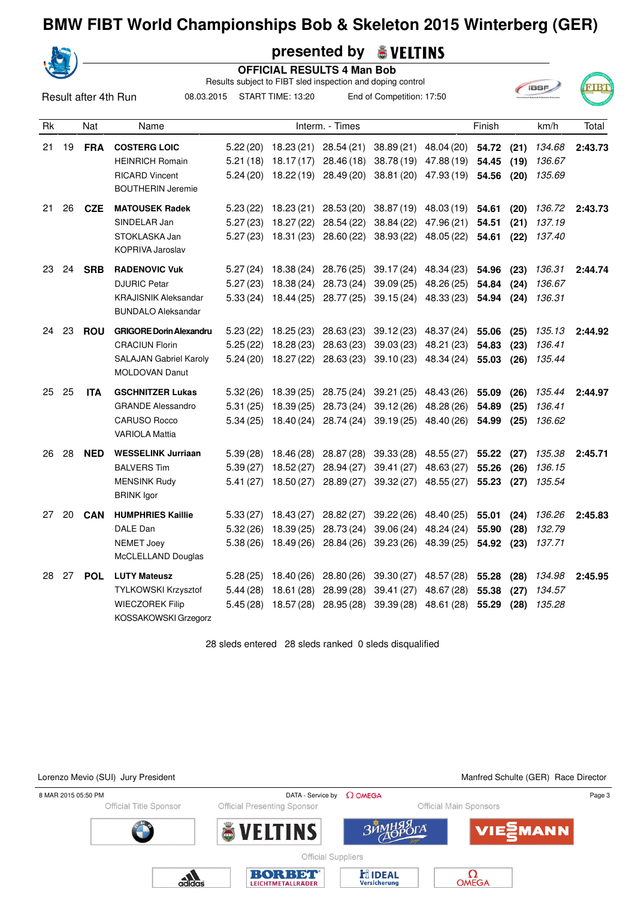# BMW FIBT World Championships Bob & Skeleton 2015 Winterberg (GER)

presented by VELTINS

## OFFICIAL RESULTS 4 Man Bob

Results subject to FIBT sled inspection and doping control

Result after 4th Run | 08.03.2015 | START TIME: 13:20 | End of Competition: 17:50

| Rk | | Nat | Name | Interm. - Times | | | | | Finish | | km/h | Total |
|---|---|---|---|---|---|---|---|---|---|---|---|---|
| 21 | 19 | **FRA** | **COSTERG LOIC** | 5.22 (20) | 18.23 (21) | 28.54 (21) | 38.89 (21) | 48.04 (20) | **54.72** | **(21)** | *134.68* | **2:43.73** |
| | | | HEINRICH Romain | 5.21 (18) | 18.17 (17) | 28.46 (18) | 38.78 (19) | 47.88 (19) | **54.45** | **(19)** | *136.67* | |
| | | | RICARD Vincent | 5.24 (20) | 18.22 (19) | 28.49 (20) | 38.81 (20) | 47.93 (19) | **54.56** | **(20)** | *135.69* | |
| | | | BOUTHERIN Jeremie | | | | | | | | | |
| 21 | 26 | **CZE** | **MATOUSEK Radek** | 5.23 (22) | 18.23 (21) | 28.53 (20) | 38.87 (19) | 48.03 (19) | **54.61** | **(20)** | *136.72* | **2:43.73** |
| | | | SINDELAR Jan | 5.27 (23) | 18.27 (22) | 28.54 (22) | 38.84 (22) | 47.96 (21) | **54.51** | **(21)** | *137.19* | |
| | | | STOKLASKA Jan | 5.27 (23) | 18.31 (23) | 28.60 (22) | 38.93 (22) | 48.05 (22) | **54.61** | **(22)** | *137.40* | |
| | | | KOPRIVA Jaroslav | | | | | | | | | |
| 23 | 24 | **SRB** | **RADENOVIC Vuk** | 5.27 (24) | 18.38 (24) | 28.76 (25) | 39.17 (24) | 48.34 (23) | **54.96** | **(23)** | *136.31* | **2:44.74** |
| | | | DJURIC Petar | 5.27 (23) | 18.38 (24) | 28.73 (24) | 39.09 (25) | 48.26 (25) | **54.84** | **(24)** | *136.67* | |
| | | | KRAJISNIK Aleksandar | 5.33 (24) | 18.44 (25) | 28.77 (25) | 39.15 (24) | 48.33 (23) | **54.94** | **(24)** | *136.31* | |
| | | | BUNDALO Aleksandar | | | | | | | | | |
| 24 | 23 | **ROU** | **GRIGORE Dorin Alexandru** | 5.23 (22) | 18.25 (23) | 28.63 (23) | 39.12 (23) | 48.37 (24) | **55.06** | **(25)** | *135.13* | **2:44.92** |
| | | | CRACIUN Florin | 5.25 (22) | 18.28 (23) | 28.63 (23) | 39.03 (23) | 48.21 (23) | **54.83** | **(23)** | *136.41* | |
| | | | SALAJAN Gabriel Karoly | 5.24 (20) | 18.27 (22) | 28.63 (23) | 39.10 (23) | 48.34 (24) | **55.03** | **(26)** | *135.44* | |
| | | | MOLDOVAN Danut | | | | | | | | | |
| 25 | 25 | **ITA** | **GSCHNITZER Lukas** | 5.32 (26) | 18.39 (25) | 28.75 (24) | 39.21 (25) | 48.43 (26) | **55.09** | **(26)** | *135.44* | **2:44.97** |
| | | | GRANDE Alessandro | 5.31 (25) | 18.39 (25) | 28.73 (24) | 39.12 (26) | 48.28 (26) | **54.89** | **(25)** | *136.41* | |
| | | | CARUSO Rocco | 5.34 (25) | 18.40 (24) | 28.74 (24) | 39.19 (25) | 48.40 (26) | **54.99** | **(25)** | *136.62* | |
| | | | VARIOLA Mattia | | | | | | | | | |
| 26 | 28 | **NED** | **WESSELINK Jurriaan** | 5.39 (28) | 18.46 (28) | 28.87 (28) | 39.33 (28) | 48.55 (27) | **55.22** | **(27)** | *135.38* | **2:45.71** |
| | | | BALVERS Tim | 5.39 (27) | 18.52 (27) | 28.94 (27) | 39.41 (27) | 48.63 (27) | **55.26** | **(26)** | *136.15* | |
| | | | MENSINK Rudy | 5.41 (27) | 18.50 (27) | 28.89 (27) | 39.32 (27) | 48.55 (27) | **55.23** | **(27)** | *135.54* | |
| | | | BRINK Igor | | | | | | | | | |
| 27 | 20 | **CAN** | **HUMPHRIES Kaillie** | 5.33 (27) | 18.43 (27) | 28.82 (27) | 39.22 (26) | 48.40 (25) | **55.01** | **(24)** | *136.26* | **2:45.83** |
| | | | DALE Dan | 5.32 (26) | 18.39 (25) | 28.73 (24) | 39.06 (24) | 48.24 (24) | **55.90** | **(28)** | *132.79* | |
| | | | NEMET Joey | 5.38 (26) | 18.49 (26) | 28.84 (26) | 39.23 (26) | 48.39 (25) | **54.92** | **(23)** | *137.71* | |
| | | | McCLELLAND Douglas | | | | | | | | | |
| 28 | 27 | **POL** | **LUTY Mateusz** | 5.28 (25) | 18.40 (26) | 28.80 (26) | 39.30 (27) | 48.57 (28) | **55.28** | **(28)** | *134.98* | **2:45.95** |
| | | | TYLKOWSKI Krzysztof | 5.44 (28) | 18.61 (28) | 28.99 (28) | 39.41 (27) | 48.67 (28) | **55.38** | **(27)** | *134.57* | |
| | | | WIECZOREK Filip | 5.45 (28) | 18.57 (28) | 28.95 (28) | 39.39 (28) | 48.61 (28) | **55.29** | **(28)** | *135.28* | |
| | | | KOSSAKOWSKI Grzegorz | | | | | | | | | |

28 sleds entered 28 sleds ranked 0 sleds disqualified

Lorenzo Mevio (SUI) Jury President

Manfred Schulte (GER) Race Director

8 MAR 2015 05:50 PM

DATA - Service by OMEGA

Official Title Sponsor | Official Presenting Sponsor | Official Main Sponsors

Official Suppliers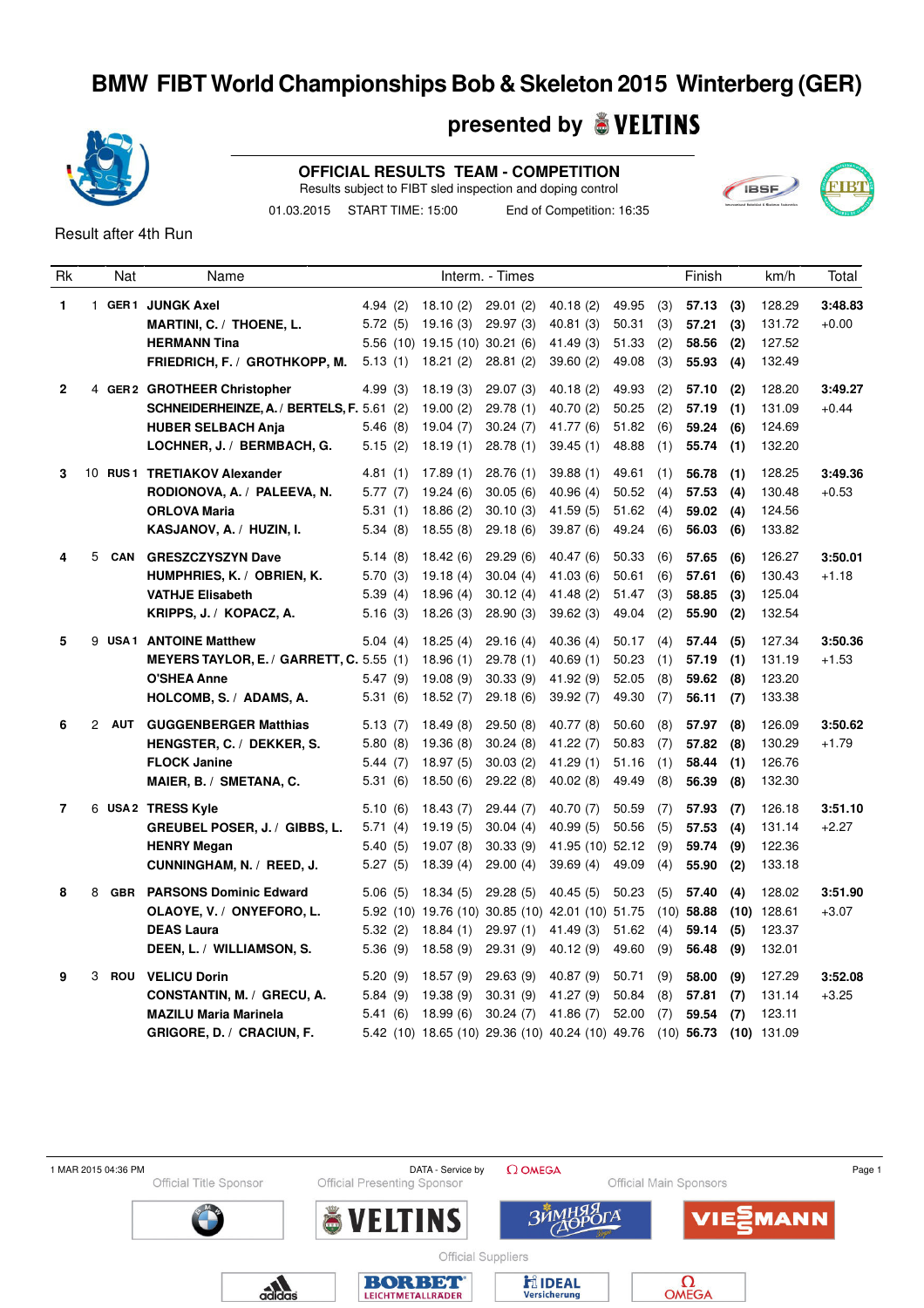# BMW FIBT World Championships Bob & Skeleton 2015 Winterberg (GER)

## presented by VELTINS

### OFFICIAL RESULTS TEAM - COMPETITION

Results subject to FIBT sled inspection and doping control

01.03.2015 START TIME: 15:00 End of Competition: 16:35

Result after 4th Run

| Rk | | Nat | Name | Interm. - Times | | | | | Finish | km/h | Total |
|---|---|---|---|---|---|---|---|---|---|---|---|
| 1 | 1 | GER 1 | **JUNGK Axel** | 4.94 (2) | 18.10 (2) | 29.01 (2) | 40.18 (2) | 49.95 (3) | **57.13 (3)** | 128.29 | **3:48.83** |
| | | | **MARTINI, C. / THOENE, L.** | 5.72 (5) | 19.16 (3) | 29.97 (3) | 40.81 (3) | 50.31 (3) | **57.21 (3)** | 131.72 | +0.00 |
| | | | **HERMANN Tina** | 5.56 (10) | 19.15 (10) | 30.21 (6) | 41.49 (3) | 51.33 (2) | **58.56 (2)** | 127.52 | |
| | | | **FRIEDRICH, F. / GROTHKOPP, M.** | 5.13 (1) | 18.21 (2) | 28.81 (2) | 39.60 (2) | 49.08 (3) | **55.93 (4)** | 132.49 | |
| 2 | 4 | GER 2 | **GROTHEER Christopher** | 4.99 (3) | 18.19 (3) | 29.07 (3) | 40.18 (2) | 49.93 (2) | **57.10 (2)** | 128.20 | **3:49.27** |
| | | | **SCHNEIDERHEINZE, A. / BERTELS, F.** | 5.61 (2) | 19.00 (2) | 29.78 (1) | 40.70 (2) | 50.25 (2) | **57.19 (1)** | 131.09 | +0.44 |
| | | | **HUBER SELBACH Anja** | 5.46 (8) | 19.04 (7) | 30.24 (7) | 41.77 (6) | 51.82 (6) | **59.24 (6)** | 124.69 | |
| | | | **LOCHNER, J. / BERMBACH, G.** | 5.15 (2) | 18.19 (1) | 28.78 (1) | 39.45 (1) | 48.88 (1) | **55.74 (1)** | 132.20 | |
| 3 | 10 | RUS 1 | **TRETIAKOV Alexander** | 4.81 (1) | 17.89 (1) | 28.76 (1) | 39.88 (1) | 49.61 (1) | **56.78 (1)** | 128.25 | **3:49.36** |
| | | | **RODIONOVA, A. / PALEEVA, N.** | 5.77 (7) | 19.24 (6) | 30.05 (6) | 40.96 (4) | 50.52 (4) | **57.53 (4)** | 130.48 | +0.53 |
| | | | **ORLOVA Maria** | 5.31 (1) | 18.86 (2) | 30.10 (3) | 41.59 (5) | 51.62 (4) | **59.02 (4)** | 124.56 | |
| | | | **KASJANOV, A. / HUZIN, I.** | 5.34 (8) | 18.55 (8) | 29.18 (6) | 39.87 (6) | 49.24 (6) | **56.03 (6)** | 133.82 | |
| 4 | 5 | CAN | **GRESZCZYSZYN Dave** | 5.14 (8) | 18.42 (6) | 29.29 (6) | 40.47 (6) | 50.33 (6) | **57.65 (6)** | 126.27 | **3:50.01** |
| | | | **HUMPHRIES, K. / OBRIEN, K.** | 5.70 (3) | 19.18 (4) | 30.04 (4) | 41.03 (6) | 50.61 (6) | **57.61 (6)** | 130.43 | +1.18 |
| | | | **VATHJE Elisabeth** | 5.39 (4) | 18.96 (4) | 30.12 (4) | 41.48 (2) | 51.47 (3) | **58.85 (3)** | 125.04 | |
| | | | **KRIPPS, J. / KOPACZ, A.** | 5.16 (3) | 18.26 (3) | 28.90 (3) | 39.62 (3) | 49.04 (2) | **55.90 (2)** | 132.54 | |
| 5 | 9 | USA 1 | **ANTOINE Matthew** | 5.04 (4) | 18.25 (4) | 29.16 (4) | 40.36 (4) | 50.17 (4) | **57.44 (5)** | 127.34 | **3:50.36** |
| | | | **MEYERS TAYLOR, E. / GARRETT, C.** | 5.55 (1) | 18.96 (1) | 29.78 (1) | 40.69 (1) | 50.23 (1) | **57.19 (1)** | 131.19 | +1.53 |
| | | | **O'SHEA Anne** | 5.47 (9) | 19.08 (9) | 30.33 (9) | 41.92 (9) | 52.05 (8) | **59.62 (8)** | 123.20 | |
| | | | **HOLCOMB, S. / ADAMS, A.** | 5.31 (6) | 18.52 (7) | 29.18 (6) | 39.92 (7) | 49.30 (7) | **56.11 (7)** | 133.38 | |
| 6 | 2 | AUT | **GUGGENBERGER Matthias** | 5.13 (7) | 18.49 (8) | 29.50 (8) | 40.77 (8) | 50.60 (8) | **57.97 (8)** | 126.09 | **3:50.62** |
| | | | **HENGSTER, C. / DEKKER, S.** | 5.80 (8) | 19.36 (8) | 30.24 (8) | 41.22 (7) | 50.83 (7) | **57.82 (8)** | 130.29 | +1.79 |
| | | | **FLOCK Janine** | 5.44 (7) | 18.97 (5) | 30.03 (2) | 41.29 (1) | 51.16 (1) | **58.44 (1)** | 126.76 | |
| | | | **MAIER, B. / SMETANA, C.** | 5.31 (6) | 18.50 (6) | 29.22 (8) | 40.02 (8) | 49.49 (8) | **56.39 (8)** | 132.30 | |
| 7 | 6 | USA 2 | **TRESS Kyle** | 5.10 (6) | 18.43 (7) | 29.44 (7) | 40.70 (7) | 50.59 (7) | **57.93 (7)** | 126.18 | **3:51.10** |
| | | | **GREUBEL POSER, J. / GIBBS, L.** | 5.71 (4) | 19.19 (5) | 30.04 (4) | 40.99 (5) | 50.56 (5) | **57.53 (4)** | 131.14 | +2.27 |
| | | | **HENRY Megan** | 5.40 (5) | 19.07 (8) | 30.33 (9) | 41.95 (10) | 52.12 (9) | **59.74 (9)** | 122.36 | |
| | | | **CUNNINGHAM, N. / REED, J.** | 5.27 (5) | 18.39 (4) | 29.00 (4) | 39.69 (4) | 49.09 (4) | **55.90 (2)** | 133.18 | |
| 8 | 8 | GBR | **PARSONS Dominic Edward** | 5.06 (5) | 18.34 (5) | 29.28 (5) | 40.45 (5) | 50.23 (5) | **57.40 (4)** | 128.02 | **3:51.90** |
| | | | **OLAOYE, V. / ONYEFORO, L.** | 5.92 (10) | 19.76 (10) | 30.85 (10) | 42.01 (10) | 51.75 (10) | **58.88 (10)** | 128.61 | +3.07 |
| | | | **DEAS Laura** | 5.32 (2) | 18.84 (1) | 29.97 (1) | 41.49 (3) | 51.62 (4) | **59.14 (5)** | 123.37 | |
| | | | **DEEN, L. / WILLIAMSON, S.** | 5.36 (9) | 18.58 (9) | 29.31 (9) | 40.12 (9) | 49.60 (9) | **56.48 (9)** | 132.01 | |
| 9 | 3 | ROU | **VELICU Dorin** | 5.20 (9) | 18.57 (9) | 29.63 (9) | 40.87 (9) | 50.71 (9) | **58.00 (9)** | 127.29 | **3:52.08** |
| | | | **CONSTANTIN, M. / GRECU, A.** | 5.84 (9) | 19.38 (9) | 30.31 (9) | 41.27 (9) | 50.84 (8) | **57.81 (7)** | 131.14 | +3.25 |
| | | | **MAZILU Maria Marinela** | 5.41 (6) | 18.99 (6) | 30.24 (7) | 41.86 (7) | 52.00 (7) | **59.54 (7)** | 123.11 | |
| | | | **GRIGORE, D. / CRACIUN, F.** | 5.42 (10) | 18.65 (10) | 29.36 (10) | 40.24 (10) | 49.76 (10) | **56.73 (10)** | 131.09 | |

1 MAR 2015 04:36 PM DATA - Service by OMEGA

Official Title Sponsor · Official Presenting Sponsor · Official Main Sponsors

Official Suppliers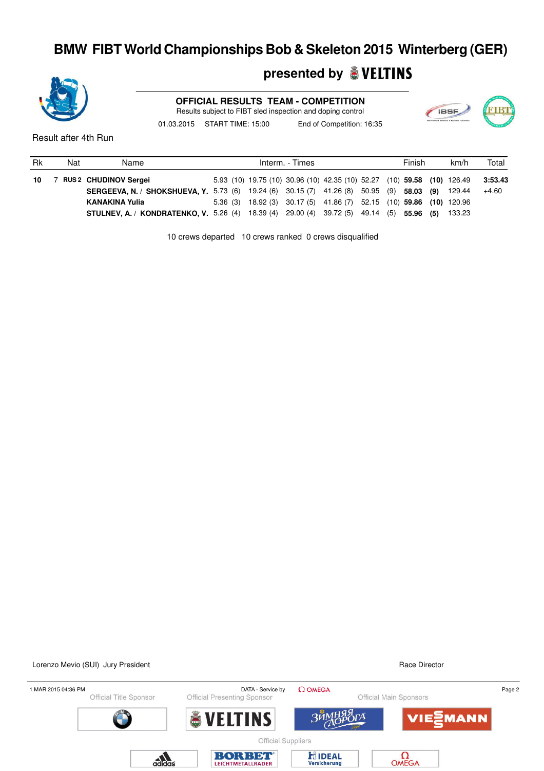# BMW FIBT World Championships Bob & Skeleton 2015 Winterberg (GER)

## presented by VELTINS

### OFFICIAL RESULTS TEAM - COMPETITION

Results subject to FIBT sled inspection and doping control

01.03.2015 START TIME: 15:00 End of Competition: 16:35

Result after 4th Run

| Rk | | Nat | Name | Interm. - Times | | | | | | Finish | km/h | Total |
|---|---|---|---|---|---|---|---|---|---|---|---|---|
| **10** | 7 | **RUS 2** | **CHUDINOV Sergei** | 5.93 (10) | 19.75 (10) | 30.96 (10) | 42.35 (10) | 52.27 | (10) | **59.58 (10)** | 126.49 | **3:53.43** |
| | | | **SERGEEVA, N. / SHOKSHUEVA, Y.** | 5.73 (6) | 19.24 (6) | 30.15 (7) | 41.26 (8) | 50.95 | (9) | **58.03 (9)** | 129.44 | +4.60 |
| | | | **KANAKINA Yulia** | 5.36 (3) | 18.92 (3) | 30.17 (5) | 41.86 (7) | 52.15 | (10) | **59.86 (10)** | 120.96 | |
| | | | **STULNEV, A. / KONDRATENKO, V.** | 5.26 (4) | 18.39 (4) | 29.00 (4) | 39.72 (5) | 49.14 | (5) | **55.96 (5)** | 133.23 | |

10 crews departed 10 crews ranked 0 crews disqualified

Lorenzo Mevio (SUI) Jury President

Race Director

1 MAR 2015 04:36 PM

DATA - Service by OMEGA

Official Title Sponsor Official Presenting Sponsor Official Main Sponsors

Official Suppliers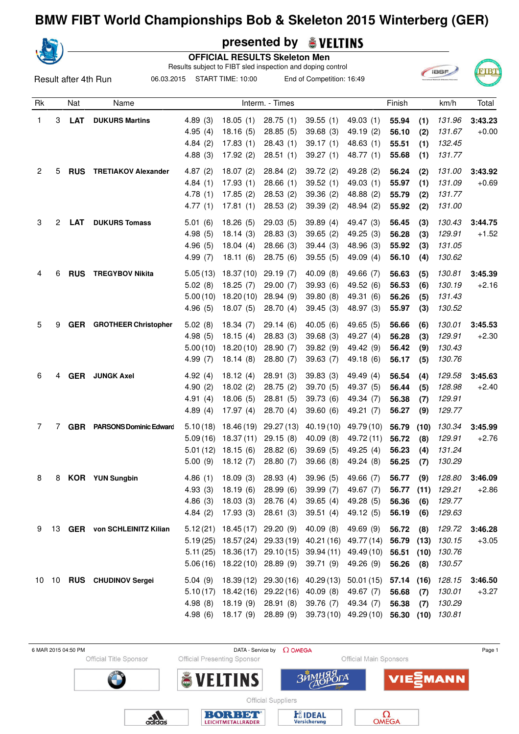# BMW FIBT World Championships Bob & Skeleton 2015 Winterberg (GER)

**presented by VELTINS**

**OFFICIAL RESULTS Skeleton Men**

Results subject to FIBT sled inspection and doping control

Result after 4th Run | 06.03.2015 | START TIME: 10:00 | End of Competition: 16:49

| Rk | | Nat | Name | Interm. - Times | | | | | Finish | | km/h | Total |
|---|---|---|---|---|---|---|---|---|---|---|---|---|
| 1 | 3 | **LAT** | **DUKURS Martins** | 4.89 (3) | 18.05 (1) | 28.75 (1) | 39.55 (1) | 49.03 (1) | **55.94** | **(1)** | *131.96* | **3:43.23** |
| | | | | 4.95 (4) | 18.16 (5) | 28.85 (5) | 39.68 (3) | 49.19 (2) | **56.10** | **(2)** | *131.67* | +0.00 |
| | | | | 4.84 (2) | 17.83 (1) | 28.43 (1) | 39.17 (1) | 48.63 (1) | **55.51** | **(1)** | *132.45* | |
| | | | | 4.88 (3) | 17.92 (2) | 28.51 (1) | 39.27 (1) | 48.77 (1) | **55.68** | **(1)** | *131.77* | |
| 2 | 5 | **RUS** | **TRETIAKOV Alexander** | 4.87 (2) | 18.07 (2) | 28.84 (2) | 39.72 (2) | 49.28 (2) | **56.24** | **(2)** | *131.00* | **3:43.92** |
| | | | | 4.84 (1) | 17.93 (1) | 28.66 (1) | 39.52 (1) | 49.03 (1) | **55.97** | **(1)** | *131.09* | +0.69 |
| | | | | 4.78 (1) | 17.85 (2) | 28.53 (2) | 39.36 (2) | 48.88 (2) | **55.79** | **(2)** | *131.77* | |
| | | | | 4.77 (1) | 17.81 (1) | 28.53 (2) | 39.39 (2) | 48.94 (2) | **55.92** | **(2)** | *131.00* | |
| 3 | 2 | **LAT** | **DUKURS Tomass** | 5.01 (6) | 18.26 (5) | 29.03 (5) | 39.89 (4) | 49.47 (3) | **56.45** | **(3)** | *130.43* | **3:44.75** |
| | | | | 4.98 (5) | 18.14 (3) | 28.83 (3) | 39.65 (2) | 49.25 (3) | **56.28** | **(3)** | *129.91* | +1.52 |
| | | | | 4.96 (5) | 18.04 (4) | 28.66 (3) | 39.44 (3) | 48.96 (3) | **55.92** | **(3)** | *131.05* | |
| | | | | 4.99 (7) | 18.11 (6) | 28.75 (6) | 39.55 (5) | 49.09 (4) | **56.10** | **(4)** | *130.62* | |
| 4 | 6 | **RUS** | **TREGYBOV Nikita** | 5.05 (13) | 18.37 (10) | 29.19 (7) | 40.09 (8) | 49.66 (7) | **56.63** | **(5)** | *130.81* | **3:45.39** |
| | | | | 5.02 (8) | 18.25 (7) | 29.00 (7) | 39.93 (6) | 49.52 (6) | **56.53** | **(6)** | *130.19* | +2.16 |
| | | | | 5.00 (10) | 18.20 (10) | 28.94 (9) | 39.80 (8) | 49.31 (6) | **56.26** | **(5)** | *131.43* | |
| | | | | 4.96 (5) | 18.07 (5) | 28.70 (4) | 39.45 (3) | 48.97 (3) | **55.97** | **(3)** | *130.52* | |
| 5 | 9 | **GER** | **GROTHEER Christopher** | 5.02 (8) | 18.34 (7) | 29.14 (6) | 40.05 (6) | 49.65 (5) | **56.66** | **(6)** | *130.01* | **3:45.53** |
| | | | | 4.98 (5) | 18.15 (4) | 28.83 (3) | 39.68 (3) | 49.27 (4) | **56.28** | **(3)** | *129.91* | +2.30 |
| | | | | 5.00 (10) | 18.20 (10) | 28.90 (7) | 39.82 (9) | 49.42 (9) | **56.42** | **(9)** | *130.43* | |
| | | | | 4.99 (7) | 18.14 (8) | 28.80 (7) | 39.63 (7) | 49.18 (6) | **56.17** | **(5)** | *130.76* | |
| 6 | 4 | **GER** | **JUNGK Axel** | 4.92 (4) | 18.12 (4) | 28.91 (3) | 39.83 (3) | 49.49 (4) | **56.54** | **(4)** | *129.58* | **3:45.63** |
| | | | | 4.90 (2) | 18.02 (2) | 28.75 (2) | 39.70 (5) | 49.37 (5) | **56.44** | **(5)** | *128.98* | +2.40 |
| | | | | 4.91 (4) | 18.06 (5) | 28.81 (5) | 39.73 (6) | 49.34 (7) | **56.38** | **(7)** | *129.91* | |
| | | | | 4.89 (4) | 17.97 (4) | 28.70 (4) | 39.60 (6) | 49.21 (7) | **56.27** | **(9)** | *129.77* | |
| 7 | 7 | **GBR** | **PARSONS Dominic Edward** | 5.10 (18) | 18.46 (19) | 29.27 (13) | 40.19 (10) | 49.79 (10) | **56.79** | **(10)** | *130.34* | **3:45.99** |
| | | | | 5.09 (16) | 18.37 (11) | 29.15 (8) | 40.09 (8) | 49.72 (11) | **56.72** | **(8)** | *129.91* | +2.76 |
| | | | | 5.01 (12) | 18.15 (6) | 28.82 (6) | 39.69 (5) | 49.25 (4) | **56.23** | **(4)** | *131.24* | |
| | | | | 5.00 (9) | 18.12 (7) | 28.80 (7) | 39.66 (8) | 49.24 (8) | **56.25** | **(7)** | *130.29* | |
| 8 | 8 | **KOR** | **YUN Sungbin** | 4.86 (1) | 18.09 (3) | 28.93 (4) | 39.96 (5) | 49.66 (7) | **56.77** | **(9)** | *128.80* | **3:46.09** |
| | | | | 4.93 (3) | 18.19 (6) | 28.99 (6) | 39.99 (7) | 49.67 (7) | **56.77** | **(11)** | *129.21* | +2.86 |
| | | | | 4.86 (3) | 18.03 (3) | 28.76 (4) | 39.65 (4) | 49.28 (5) | **56.36** | **(6)** | *129.77* | |
| | | | | 4.84 (2) | 17.93 (3) | 28.61 (3) | 39.51 (4) | 49.12 (5) | **56.19** | **(6)** | *129.63* | |
| 9 | 13 | **GER** | **von SCHLEINITZ Kilian** | 5.12 (21) | 18.45 (17) | 29.20 (9) | 40.09 (8) | 49.69 (9) | **56.72** | **(8)** | *129.72* | **3:46.28** |
| | | | | 5.19 (25) | 18.57 (24) | 29.33 (19) | 40.21 (16) | 49.77 (14) | **56.79** | **(13)** | *130.15* | +3.05 |
| | | | | 5.11 (25) | 18.36 (17) | 29.10 (15) | 39.94 (11) | 49.49 (10) | **56.51** | **(10)** | *130.76* | |
| | | | | 5.06 (16) | 18.22 (10) | 28.89 (9) | 39.71 (9) | 49.26 (9) | **56.26** | **(8)** | *130.57* | |
| 10 | 10 | **RUS** | **CHUDINOV Sergei** | 5.04 (9) | 18.39 (12) | 29.30 (16) | 40.29 (13) | 50.01 (15) | **57.14** | **(16)** | *128.15* | **3:46.50** |
| | | | | 5.10 (17) | 18.42 (16) | 29.22 (16) | 40.09 (8) | 49.67 (7) | **56.68** | **(7)** | *130.01* | +3.27 |
| | | | | 4.98 (8) | 18.19 (9) | 28.91 (8) | 39.76 (7) | 49.34 (7) | **56.38** | **(7)** | *130.29* | |
| | | | | 4.98 (6) | 18.17 (9) | 28.89 (9) | 39.73 (10) | 49.29 (10) | **56.30** | **(10)** | *130.81* | |

6 MAR 2015 04:50 PM | DATA - Service by OMEGA

Official Title Sponsor | Official Presenting Sponsor | Official Main Sponsors

Official Suppliers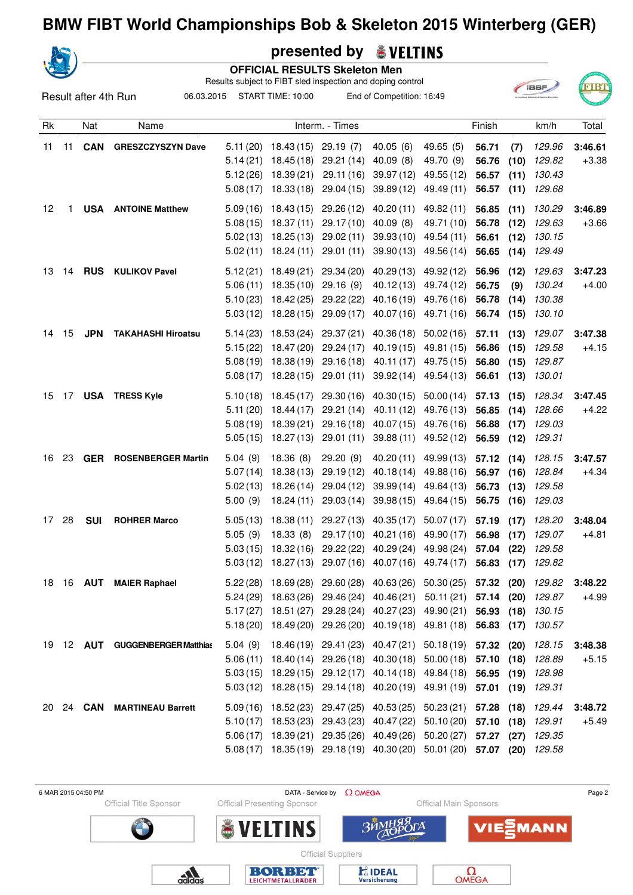# BMW FIBT World Championships Bob & Skeleton 2015 Winterberg (GER)

## presented by VELTINS

### OFFICIAL RESULTS Skeleton Men

Results subject to FIBT sled inspection and doping control

Result after 4th Run | 06.03.2015 | START TIME: 10:00 | End of Competition: 16:49

| Rk | | Nat | Name | Interm. - Times | | | | | Finish | | km/h | Total |
|---|---|---|---|---|---|---|---|---|---|---|---|---|
| 11 | 11 | CAN | GRESZCZYSZYN Dave | 5.11 (20) | 18.43 (15) | 29.19 (7) | 40.05 (6) | 49.65 (5) | **56.71** | **(7)** | *129.96* | **3:46.61** |
| | | | | 5.14 (21) | 18.45 (18) | 29.21 (14) | 40.09 (8) | 49.70 (9) | **56.76** | **(10)** | *129.82* | +3.38 |
| | | | | 5.12 (26) | 18.39 (21) | 29.11 (16) | 39.97 (12) | 49.55 (12) | **56.57** | **(11)** | *130.43* | |
| | | | | 5.08 (17) | 18.33 (18) | 29.04 (15) | 39.89 (12) | 49.49 (11) | **56.57** | **(11)** | *129.68* | |
| 12 | 1 | USA | ANTOINE Matthew | 5.09 (16) | 18.43 (15) | 29.26 (12) | 40.20 (11) | 49.82 (11) | **56.85** | **(11)** | *130.29* | **3:46.89** |
| | | | | 5.08 (15) | 18.37 (11) | 29.17 (10) | 40.09 (8) | 49.71 (10) | **56.78** | **(12)** | *129.63* | +3.66 |
| | | | | 5.02 (13) | 18.25 (13) | 29.02 (11) | 39.93 (10) | 49.54 (11) | **56.61** | **(12)** | *130.15* | |
| | | | | 5.02 (11) | 18.24 (11) | 29.01 (11) | 39.90 (13) | 49.56 (14) | **56.65** | **(14)** | *129.49* | |
| 13 | 14 | RUS | KULIKOV Pavel | 5.12 (21) | 18.49 (21) | 29.34 (20) | 40.29 (13) | 49.92 (12) | **56.96** | **(12)** | *129.63* | **3:47.23** |
| | | | | 5.06 (11) | 18.35 (10) | 29.16 (9) | 40.12 (13) | 49.74 (12) | **56.75** | **(9)** | *130.24* | +4.00 |
| | | | | 5.10 (23) | 18.42 (25) | 29.22 (22) | 40.16 (19) | 49.76 (16) | **56.78** | **(14)** | *130.38* | |
| | | | | 5.03 (12) | 18.28 (15) | 29.09 (17) | 40.07 (16) | 49.71 (16) | **56.74** | **(15)** | *130.10* | |
| 14 | 15 | JPN | TAKAHASHI Hiroatsu | 5.14 (23) | 18.53 (24) | 29.37 (21) | 40.36 (18) | 50.02 (16) | **57.11** | **(13)** | *129.07* | **3:47.38** |
| | | | | 5.15 (22) | 18.47 (20) | 29.24 (17) | 40.19 (15) | 49.81 (15) | **56.86** | **(15)** | *129.58* | +4.15 |
| | | | | 5.08 (19) | 18.38 (19) | 29.16 (18) | 40.11 (17) | 49.75 (15) | **56.80** | **(15)** | *129.87* | |
| | | | | 5.08 (17) | 18.28 (15) | 29.01 (11) | 39.92 (14) | 49.54 (13) | **56.61** | **(13)** | *130.01* | |
| 15 | 17 | USA | TRESS Kyle | 5.10 (18) | 18.45 (17) | 29.30 (16) | 40.30 (15) | 50.00 (14) | **57.13** | **(15)** | *128.34* | **3:47.45** |
| | | | | 5.11 (20) | 18.44 (17) | 29.21 (14) | 40.11 (12) | 49.76 (13) | **56.85** | **(14)** | *128.66* | +4.22 |
| | | | | 5.08 (19) | 18.39 (21) | 29.16 (18) | 40.07 (15) | 49.76 (16) | **56.88** | **(17)** | *129.03* | |
| | | | | 5.05 (15) | 18.27 (13) | 29.01 (11) | 39.88 (11) | 49.52 (12) | **56.59** | **(12)** | *129.31* | |
| 16 | 23 | GER | ROSENBERGER Martin | 5.04 (9) | 18.36 (8) | 29.20 (9) | 40.20 (11) | 49.99 (13) | **57.12** | **(14)** | *128.15* | **3:47.57** |
| | | | | 5.07 (14) | 18.38 (13) | 29.19 (12) | 40.18 (14) | 49.88 (16) | **56.97** | **(16)** | *128.84* | +4.34 |
| | | | | 5.02 (13) | 18.26 (14) | 29.04 (12) | 39.99 (14) | 49.64 (13) | **56.73** | **(13)** | *129.58* | |
| | | | | 5.00 (9) | 18.24 (11) | 29.03 (14) | 39.98 (15) | 49.64 (15) | **56.75** | **(16)** | *129.03* | |
| 17 | 28 | SUI | ROHRER Marco | 5.05 (13) | 18.38 (11) | 29.27 (13) | 40.35 (17) | 50.07 (17) | **57.19** | **(17)** | *128.20* | **3:48.04** |
| | | | | 5.05 (9) | 18.33 (8) | 29.17 (10) | 40.21 (16) | 49.90 (17) | **56.98** | **(17)** | *129.07* | +4.81 |
| | | | | 5.03 (15) | 18.32 (16) | 29.22 (22) | 40.29 (24) | 49.98 (24) | **57.04** | **(22)** | *129.58* | |
| | | | | 5.03 (12) | 18.27 (13) | 29.07 (16) | 40.07 (16) | 49.74 (17) | **56.83** | **(17)** | *129.82* | |
| 18 | 16 | AUT | MAIER Raphael | 5.22 (28) | 18.69 (28) | 29.60 (28) | 40.63 (26) | 50.30 (25) | **57.32** | **(20)** | *129.82* | **3:48.22** |
| | | | | 5.24 (29) | 18.63 (26) | 29.46 (24) | 40.46 (21) | 50.11 (21) | **57.14** | **(20)** | *129.87* | +4.99 |
| | | | | 5.17 (27) | 18.51 (27) | 29.28 (24) | 40.27 (23) | 49.90 (21) | **56.93** | **(18)** | *130.15* | |
| | | | | 5.18 (20) | 18.49 (20) | 29.26 (20) | 40.19 (18) | 49.81 (18) | **56.83** | **(17)** | *130.57* | |
| 19 | 12 | AUT | GUGGENBERGER Matthias | 5.04 (9) | 18.46 (19) | 29.41 (23) | 40.47 (21) | 50.18 (19) | **57.32** | **(20)** | *128.15* | **3:48.38** |
| | | | | 5.06 (11) | 18.40 (14) | 29.26 (18) | 40.30 (18) | 50.00 (18) | **57.10** | **(18)** | *128.89* | +5.15 |
| | | | | 5.03 (15) | 18.29 (15) | 29.12 (17) | 40.14 (18) | 49.84 (18) | **56.95** | **(19)** | *128.98* | |
| | | | | 5.03 (12) | 18.28 (15) | 29.14 (18) | 40.20 (19) | 49.91 (19) | **57.01** | **(19)** | *129.31* | |
| 20 | 24 | CAN | MARTINEAU Barrett | 5.09 (16) | 18.52 (23) | 29.47 (25) | 40.53 (25) | 50.23 (21) | **57.28** | **(18)** | *129.44* | **3:48.72** |
| | | | | 5.10 (17) | 18.53 (23) | 29.43 (23) | 40.47 (22) | 50.10 (20) | **57.10** | **(18)** | *129.91* | +5.49 |
| | | | | 5.06 (17) | 18.39 (21) | 29.35 (26) | 40.49 (26) | 50.20 (27) | **57.27** | **(27)** | *129.35* | |
| | | | | 5.08 (17) | 18.35 (19) | 29.18 (19) | 40.30 (20) | 50.01 (20) | **57.07** | **(20)** | *129.58* | |

6 MAR 2015 04:50 PM | DATA - Service by OMEGA

Official Title Sponsor: BMW | Official Presenting Sponsor: VELTINS | Official Main Sponsors: Зимняя дорога, VIESSMANN

Official Suppliers: adidas, BORBET Leichtmetallräder, IDEAL Versicherung, OMEGA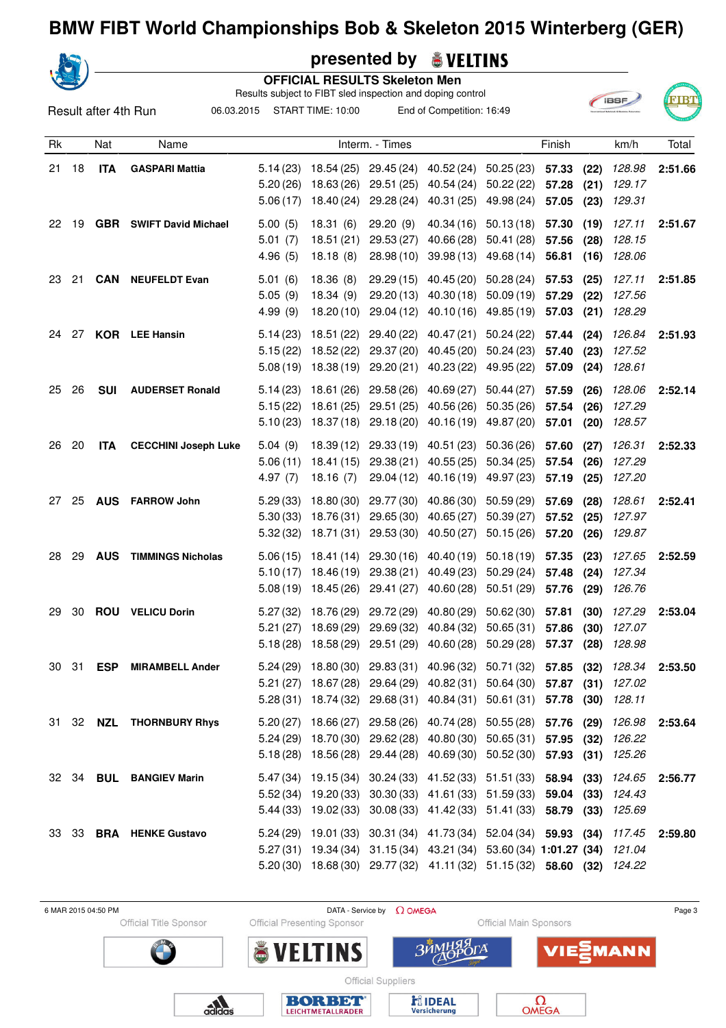# BMW FIBT World Championships Bob & Skeleton 2015 Winterberg (GER)

**presented by VELTINS**

**OFFICIAL RESULTS Skeleton Men**

Results subject to FIBT sled inspection and doping control

Result after 4th Run | 06.03.2015 | START TIME: 10:00 | End of Competition: 16:49

| Rk | | Nat | Name | Interm. - Times | | | | | Finish | | km/h | Total |
|---|---|---|---|---|---|---|---|---|---|---|---|---|
| 21 | 18 | **ITA** | **GASPARI Mattia** | 5.14 (23) | 18.54 (25) | 29.45 (24) | 40.52 (24) | 50.25 (23) | **57.33** | **(22)** | *128.98* | **2:51.66** |
| | | | | 5.20 (26) | 18.63 (26) | 29.51 (25) | 40.54 (24) | 50.22 (22) | **57.28** | **(21)** | *129.17* | |
| | | | | 5.06 (17) | 18.40 (24) | 29.28 (24) | 40.31 (25) | 49.98 (24) | **57.05** | **(23)** | *129.31* | |
| 22 | 19 | **GBR** | **SWIFT David Michael** | 5.00 (5) | 18.31 (6) | 29.20 (9) | 40.34 (16) | 50.13 (18) | **57.30** | **(19)** | *127.11* | **2:51.67** |
| | | | | 5.01 (7) | 18.51 (21) | 29.53 (27) | 40.66 (28) | 50.41 (28) | **57.56** | **(28)** | *128.15* | |
| | | | | 4.96 (5) | 18.18 (8) | 28.98 (10) | 39.98 (13) | 49.68 (14) | **56.81** | **(16)** | *128.06* | |
| 23 | 21 | **CAN** | **NEUFELDT Evan** | 5.01 (6) | 18.36 (8) | 29.29 (15) | 40.45 (20) | 50.28 (24) | **57.53** | **(25)** | *127.11* | **2:51.85** |
| | | | | 5.05 (9) | 18.34 (9) | 29.20 (13) | 40.30 (18) | 50.09 (19) | **57.29** | **(22)** | *127.56* | |
| | | | | 4.99 (9) | 18.20 (10) | 29.04 (12) | 40.10 (16) | 49.85 (19) | **57.03** | **(21)** | *128.29* | |
| 24 | 27 | **KOR** | **LEE Hansin** | 5.14 (23) | 18.51 (22) | 29.40 (22) | 40.47 (21) | 50.24 (22) | **57.44** | **(24)** | *126.84* | **2:51.93** |
| | | | | 5.15 (22) | 18.52 (22) | 29.37 (20) | 40.45 (20) | 50.24 (23) | **57.40** | **(23)** | *127.52* | |
| | | | | 5.08 (19) | 18.38 (19) | 29.20 (21) | 40.23 (22) | 49.95 (22) | **57.09** | **(24)** | *128.61* | |
| 25 | 26 | **SUI** | **AUDERSET Ronald** | 5.14 (23) | 18.61 (26) | 29.58 (26) | 40.69 (27) | 50.44 (27) | **57.59** | **(26)** | *128.06* | **2:52.14** |
| | | | | 5.15 (22) | 18.61 (25) | 29.51 (25) | 40.56 (26) | 50.35 (26) | **57.54** | **(26)** | *127.29* | |
| | | | | 5.10 (23) | 18.37 (18) | 29.18 (20) | 40.16 (19) | 49.87 (20) | **57.01** | **(20)** | *128.57* | |
| 26 | 20 | **ITA** | **CECCHINI Joseph Luke** | 5.04 (9) | 18.39 (12) | 29.33 (19) | 40.51 (23) | 50.36 (26) | **57.60** | **(27)** | *126.31* | **2:52.33** |
| | | | | 5.06 (11) | 18.41 (15) | 29.38 (21) | 40.55 (25) | 50.34 (25) | **57.54** | **(26)** | *127.29* | |
| | | | | 4.97 (7) | 18.16 (7) | 29.04 (12) | 40.16 (19) | 49.97 (23) | **57.19** | **(25)** | *127.20* | |
| 27 | 25 | **AUS** | **FARROW John** | 5.29 (33) | 18.80 (30) | 29.77 (30) | 40.86 (30) | 50.59 (29) | **57.69** | **(28)** | *128.61* | **2:52.41** |
| | | | | 5.30 (33) | 18.76 (31) | 29.65 (30) | 40.65 (27) | 50.39 (27) | **57.52** | **(25)** | *127.97* | |
| | | | | 5.32 (32) | 18.71 (31) | 29.53 (30) | 40.50 (27) | 50.15 (26) | **57.20** | **(26)** | *129.87* | |
| 28 | 29 | **AUS** | **TIMMINGS Nicholas** | 5.06 (15) | 18.41 (14) | 29.30 (16) | 40.40 (19) | 50.18 (19) | **57.35** | **(23)** | *127.65* | **2:52.59** |
| | | | | 5.10 (17) | 18.46 (19) | 29.38 (21) | 40.49 (23) | 50.29 (24) | **57.48** | **(24)** | *127.34* | |
| | | | | 5.08 (19) | 18.45 (26) | 29.41 (27) | 40.60 (28) | 50.51 (29) | **57.76** | **(29)** | *126.76* | |
| 29 | 30 | **ROU** | **VELICU Dorin** | 5.27 (32) | 18.76 (29) | 29.72 (29) | 40.80 (29) | 50.62 (30) | **57.81** | **(30)** | *127.29* | **2:53.04** |
| | | | | 5.21 (27) | 18.69 (29) | 29.69 (32) | 40.84 (32) | 50.65 (31) | **57.86** | **(30)** | *127.07* | |
| | | | | 5.18 (28) | 18.58 (29) | 29.51 (29) | 40.60 (28) | 50.29 (28) | **57.37** | **(28)** | *128.98* | |
| 30 | 31 | **ESP** | **MIRAMBELL Ander** | 5.24 (29) | 18.80 (30) | 29.83 (31) | 40.96 (32) | 50.71 (32) | **57.85** | **(32)** | *128.34* | **2:53.50** |
| | | | | 5.21 (27) | 18.67 (28) | 29.64 (29) | 40.82 (31) | 50.64 (30) | **57.87** | **(31)** | *127.02* | |
| | | | | 5.28 (31) | 18.74 (32) | 29.68 (31) | 40.84 (31) | 50.61 (31) | **57.78** | **(30)** | *128.11* | |
| 31 | 32 | **NZL** | **THORNBURY Rhys** | 5.20 (27) | 18.66 (27) | 29.58 (26) | 40.74 (28) | 50.55 (28) | **57.76** | **(29)** | *126.98* | **2:53.64** |
| | | | | 5.24 (29) | 18.70 (30) | 29.62 (28) | 40.80 (30) | 50.65 (31) | **57.95** | **(32)** | *126.22* | |
| | | | | 5.18 (28) | 18.56 (28) | 29.44 (28) | 40.69 (30) | 50.52 (30) | **57.93** | **(31)** | *125.26* | |
| 32 | 34 | **BUL** | **BANGIEV Marin** | 5.47 (34) | 19.15 (34) | 30.24 (33) | 41.52 (33) | 51.51 (33) | **58.94** | **(33)** | *124.65* | **2:56.77** |
| | | | | 5.52 (34) | 19.20 (33) | 30.30 (33) | 41.61 (33) | 51.59 (33) | **59.04** | **(33)** | *124.43* | |
| | | | | 5.44 (33) | 19.02 (33) | 30.08 (33) | 41.42 (33) | 51.41 (33) | **58.79** | **(33)** | *125.69* | |
| 33 | 33 | **BRA** | **HENKE Gustavo** | 5.24 (29) | 19.01 (33) | 30.31 (34) | 41.73 (34) | 52.04 (34) | **59.93** | **(34)** | *117.45* | **2:59.80** |
| | | | | 5.27 (31) | 19.34 (34) | 31.15 (34) | 43.21 (34) | 53.60 (34) | **1:01.27** | **(34)** | *121.04* | |
| | | | | 5.20 (30) | 18.68 (30) | 29.77 (32) | 41.11 (32) | 51.15 (32) | **58.60** | **(32)** | *124.22* | |

6 MAR 2015 04:50 PM — DATA - Service by OMEGA

Official Title Sponsor — Official Presenting Sponsor — Official Main Sponsors

Official Suppliers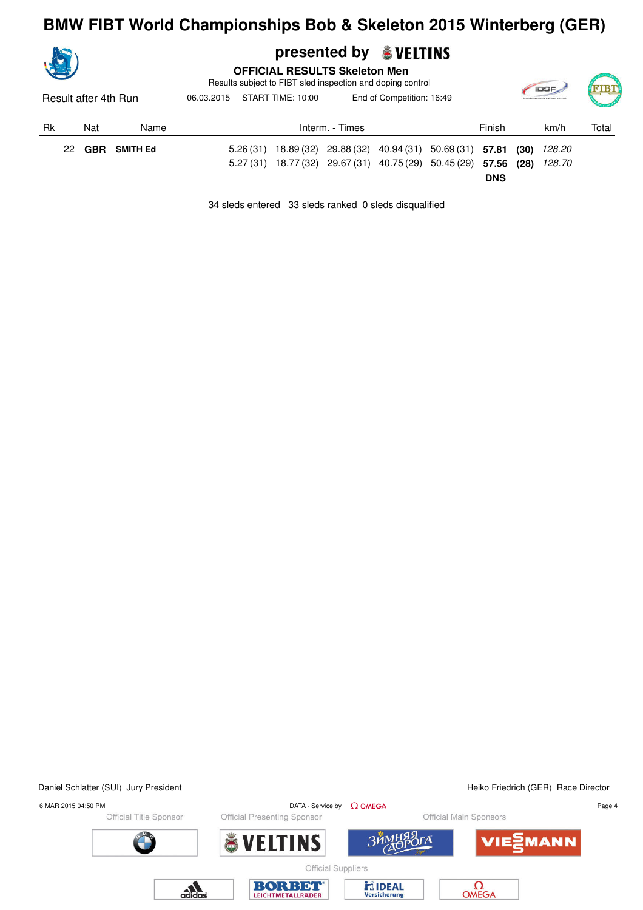# BMW FIBT World Championships Bob & Skeleton 2015 Winterberg (GER)

presented by VELTINS

**OFFICIAL RESULTS Skeleton Men**

Results subject to FIBT sled inspection and doping control

Result after 4th Run 06.03.2015 START TIME: 10:00 End of Competition: 16:49

| Rk | Nat | Name | Interm. - Times | | | | | Finish | | km/h | Total |
|---|---|---|---|---|---|---|---|---|---|---|---|
| 22 | **GBR** | **SMITH Ed** | 5.26 (31) | 18.89 (32) | 29.88 (32) | 40.94 (31) | 50.69 (31) | **57.81** | **(30)** | *128.20* | |
| | | | 5.27 (31) | 18.77 (32) | 29.67 (31) | 40.75 (29) | 50.45 (29) | **57.56** | **(28)** | *128.70* | |
| | | | | | | | | **DNS** | | | |

34 sleds entered 33 sleds ranked 0 sleds disqualified

Daniel Schlatter (SUI) Jury President

Heiko Friedrich (GER) Race Director

6 MAR 2015 04:50 PM

DATA - Service by OMEGA

Official Title Sponsor Official Presenting Sponsor Official Main Sponsors

Official Suppliers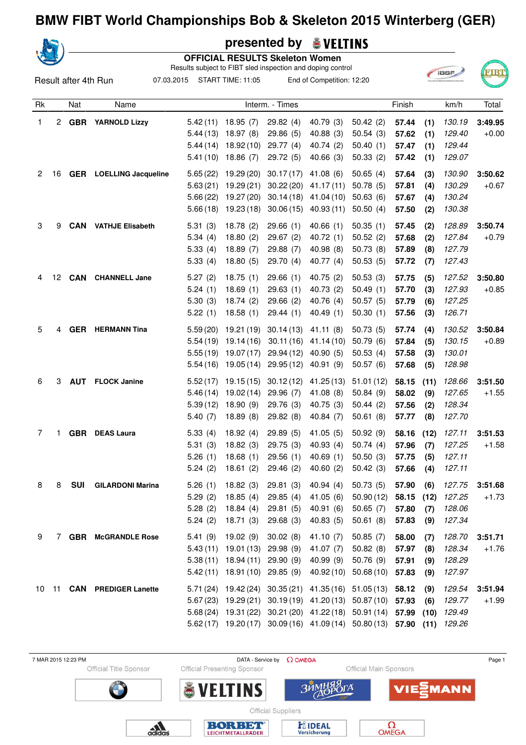# BMW FIBT World Championships Bob & Skeleton 2015 Winterberg (GER)

## presented by VELTINS

### OFFICIAL RESULTS Skeleton Women

Results subject to FIBT sled inspection and doping control

Result after 4th Run — 07.03.2015 — START TIME: 11:05 — End of Competition: 12:20

| Rk | Nat | | Name | Interm. - Times | | | | | Finish | | km/h | Total |
|---|---|---|---|---|---|---|---|---|---|---|---|---|
| 1 | 2 | GBR | YARNOLD Lizzy | 5.42 (11) | 18.95 (7) | 29.82 (4) | 40.79 (3) | 50.42 (2) | **57.44** | **(1)** | *130.19* | **3:49.95** |
| | | | | 5.44 (13) | 18.97 (8) | 29.86 (5) | 40.88 (3) | 50.54 (3) | **57.62** | **(1)** | *129.40* | +0.00 |
| | | | | 5.44 (14) | 18.92 (10) | 29.77 (4) | 40.74 (2) | 50.40 (1) | **57.47** | **(1)** | *129.44* | |
| | | | | 5.41 (10) | 18.86 (7) | 29.72 (5) | 40.66 (3) | 50.33 (2) | **57.42** | **(1)** | *129.07* | |
| 2 | 16 | GER | LOELLING Jacqueline | 5.65 (22) | 19.29 (20) | 30.17 (17) | 41.08 (6) | 50.65 (4) | **57.64** | **(3)** | *130.90* | **3:50.62** |
| | | | | 5.63 (21) | 19.29 (21) | 30.22 (20) | 41.17 (11) | 50.78 (5) | **57.81** | **(4)** | *130.29* | +0.67 |
| | | | | 5.66 (22) | 19.27 (20) | 30.14 (18) | 41.04 (10) | 50.63 (6) | **57.67** | **(4)** | *130.24* | |
| | | | | 5.66 (18) | 19.23 (18) | 30.06 (15) | 40.93 (11) | 50.50 (4) | **57.50** | **(2)** | *130.38* | |
| 3 | 9 | CAN | VATHJE Elisabeth | 5.31 (3) | 18.78 (2) | 29.66 (1) | 40.66 (1) | 50.35 (1) | **57.45** | **(2)** | *128.89* | **3:50.74** |
| | | | | 5.34 (4) | 18.80 (2) | 29.67 (2) | 40.72 (1) | 50.52 (2) | **57.68** | **(2)** | *127.84* | +0.79 |
| | | | | 5.33 (4) | 18.89 (7) | 29.88 (7) | 40.98 (8) | 50.73 (8) | **57.89** | **(8)** | *127.79* | |
| | | | | 5.33 (4) | 18.80 (5) | 29.70 (4) | 40.77 (4) | 50.53 (5) | **57.72** | **(7)** | *127.43* | |
| 4 | 12 | CAN | CHANNELL Jane | 5.27 (2) | 18.75 (1) | 29.66 (1) | 40.75 (2) | 50.53 (3) | **57.75** | **(5)** | *127.52* | **3:50.80** |
| | | | | 5.24 (1) | 18.69 (1) | 29.63 (1) | 40.73 (2) | 50.49 (1) | **57.70** | **(3)** | *127.93* | +0.85 |
| | | | | 5.30 (3) | 18.74 (2) | 29.66 (2) | 40.76 (4) | 50.57 (5) | **57.79** | **(6)** | *127.25* | |
| | | | | 5.22 (1) | 18.58 (1) | 29.44 (1) | 40.49 (1) | 50.30 (1) | **57.56** | **(3)** | *126.71* | |
| 5 | 4 | GER | HERMANN Tina | 5.59 (20) | 19.21 (19) | 30.14 (13) | 41.11 (8) | 50.73 (5) | **57.74** | **(4)** | *130.52* | **3:50.84** |
| | | | | 5.54 (19) | 19.14 (16) | 30.11 (16) | 41.14 (10) | 50.79 (6) | **57.84** | **(5)** | *130.15* | +0.89 |
| | | | | 5.55 (19) | 19.07 (17) | 29.94 (12) | 40.90 (5) | 50.53 (4) | **57.58** | **(3)** | *130.01* | |
| | | | | 5.54 (16) | 19.05 (14) | 29.95 (12) | 40.91 (9) | 50.57 (6) | **57.68** | **(5)** | *128.98* | |
| 6 | 3 | AUT | FLOCK Janine | 5.52 (17) | 19.15 (15) | 30.12 (12) | 41.25 (13) | 51.01 (12) | **58.15** | **(11)** | *128.66* | **3:51.50** |
| | | | | 5.46 (14) | 19.02 (14) | 29.96 (7) | 41.08 (8) | 50.84 (9) | **58.02** | **(9)** | *127.65* | +1.55 |
| | | | | 5.39 (12) | 18.90 (9) | 29.76 (3) | 40.75 (3) | 50.44 (2) | **57.56** | **(2)** | *128.34* | |
| | | | | 5.40 (7) | 18.89 (8) | 29.82 (8) | 40.84 (7) | 50.61 (8) | **57.77** | **(8)** | *127.70* | |
| 7 | 1 | GBR | DEAS Laura | 5.33 (4) | 18.92 (4) | 29.89 (5) | 41.05 (5) | 50.92 (9) | **58.16** | **(12)** | *127.11* | **3:51.53** |
| | | | | 5.31 (3) | 18.82 (3) | 29.75 (3) | 40.93 (4) | 50.74 (4) | **57.96** | **(7)** | *127.25* | +1.58 |
| | | | | 5.26 (1) | 18.68 (1) | 29.56 (1) | 40.69 (1) | 50.50 (3) | **57.75** | **(5)** | *127.11* | |
| | | | | 5.24 (2) | 18.61 (2) | 29.46 (2) | 40.60 (2) | 50.42 (3) | **57.66** | **(4)** | *127.11* | |
| 8 | 8 | SUI | GILARDONI Marina | 5.26 (1) | 18.82 (3) | 29.81 (3) | 40.94 (4) | 50.73 (5) | **57.90** | **(6)** | *127.75* | **3:51.68** |
| | | | | 5.29 (2) | 18.85 (4) | 29.85 (4) | 41.05 (6) | 50.90 (12) | **58.15** | **(12)** | *127.25* | +1.73 |
| | | | | 5.28 (2) | 18.84 (4) | 29.81 (5) | 40.91 (6) | 50.65 (7) | **57.80** | **(7)** | *128.06* | |
| | | | | 5.24 (2) | 18.71 (3) | 29.68 (3) | 40.83 (5) | 50.61 (8) | **57.83** | **(9)** | *127.34* | |
| 9 | 7 | GBR | McGRANDLE Rose | 5.41 (9) | 19.02 (9) | 30.02 (8) | 41.10 (7) | 50.85 (7) | **58.00** | **(7)** | *128.70* | **3:51.71** |
| | | | | 5.43 (11) | 19.01 (13) | 29.98 (9) | 41.07 (7) | 50.82 (8) | **57.97** | **(8)** | *128.34* | +1.76 |
| | | | | 5.38 (11) | 18.94 (11) | 29.90 (9) | 40.99 (9) | 50.76 (9) | **57.91** | **(9)** | *128.29* | |
| | | | | 5.42 (11) | 18.91 (10) | 29.85 (9) | 40.92 (10) | 50.68 (10) | **57.83** | **(9)** | *127.97* | |
| 10 | 11 | CAN | PREDIGER Lanette | 5.71 (24) | 19.42 (24) | 30.35 (21) | 41.35 (16) | 51.05 (13) | **58.12** | **(9)** | *129.54* | **3:51.94** |
| | | | | 5.67 (23) | 19.29 (21) | 30.19 (19) | 41.20 (13) | 50.87 (10) | **57.93** | **(6)** | *129.77* | +1.99 |
| | | | | 5.68 (24) | 19.31 (22) | 30.21 (20) | 41.22 (18) | 50.91 (14) | **57.99** | **(10)** | *129.49* | |
| | | | | 5.62 (17) | 19.20 (17) | 30.09 (16) | 41.09 (14) | 50.80 (13) | **57.90** | **(11)** | *129.26* | |

7 MAR 2015 12:23 PM — DATA - Service by OMEGA

Official Title Sponsor — Official Presenting Sponsor — Official Main Sponsors

Official Suppliers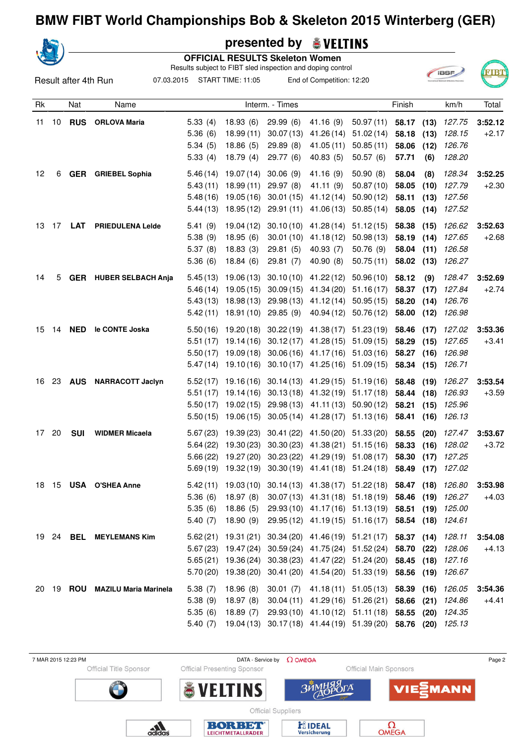# BMW FIBT World Championships Bob & Skeleton 2015 Winterberg (GER)

presented by VELTINS

**OFFICIAL RESULTS Skeleton Women**

Results subject to FIBT sled inspection and doping control

Result after 4th Run — 07.03.2015 — START TIME: 11:05 — End of Competition: 12:20

| Rk | | Nat | Name | Interm. - Times | | | | | Finish | | km/h | Total |
|---|---|---|---|---|---|---|---|---|---|---|---|---|
| 11 | 10 | **RUS** | **ORLOVA Maria** | 5.33 (4) | 18.93 (6) | 29.99 (6) | 41.16 (9) | 50.97 (11) | **58.17** | **(13)** | *127.75* | **3:52.12** |
| | | | | 5.36 (6) | 18.99 (11) | 30.07 (13) | 41.26 (14) | 51.02 (14) | **58.18** | **(13)** | *128.15* | +2.17 |
| | | | | 5.34 (5) | 18.86 (5) | 29.89 (8) | 41.05 (11) | 50.85 (11) | **58.06** | **(12)** | *126.76* | |
| | | | | 5.33 (4) | 18.79 (4) | 29.77 (6) | 40.83 (5) | 50.57 (6) | **57.71** | **(6)** | *128.20* | |
| 12 | 6 | **GER** | **GRIEBEL Sophia** | 5.46 (14) | 19.07 (14) | 30.06 (9) | 41.16 (9) | 50.90 (8) | **58.04** | **(8)** | *128.34* | **3:52.25** |
| | | | | 5.43 (11) | 18.99 (11) | 29.97 (8) | 41.11 (9) | 50.87 (10) | **58.05** | **(10)** | *127.79* | +2.30 |
| | | | | 5.48 (16) | 19.05 (16) | 30.01 (15) | 41.12 (14) | 50.90 (12) | **58.11** | **(13)** | *127.56* | |
| | | | | 5.44 (13) | 18.95 (12) | 29.91 (11) | 41.06 (13) | 50.85 (14) | **58.05** | **(14)** | *127.52* | |
| 13 | 17 | **LAT** | **PRIEDULENA Lelde** | 5.41 (9) | 19.04 (12) | 30.10 (10) | 41.28 (14) | 51.12 (15) | **58.38** | **(15)** | *126.62* | **3:52.63** |
| | | | | 5.38 (9) | 18.95 (6) | 30.01 (10) | 41.18 (12) | 50.98 (13) | **58.19** | **(14)** | *127.65* | +2.68 |
| | | | | 5.37 (8) | 18.83 (3) | 29.81 (5) | 40.93 (7) | 50.76 (9) | **58.04** | **(11)** | *126.58* | |
| | | | | 5.36 (6) | 18.84 (6) | 29.81 (7) | 40.90 (8) | 50.75 (11) | **58.02** | **(13)** | *126.27* | |
| 14 | 5 | **GER** | **HUBER SELBACH Anja** | 5.45 (13) | 19.06 (13) | 30.10 (10) | 41.22 (12) | 50.96 (10) | **58.12** | **(9)** | *128.47* | **3:52.69** |
| | | | | 5.46 (14) | 19.05 (15) | 30.09 (15) | 41.34 (20) | 51.16 (17) | **58.37** | **(17)** | *127.84* | +2.74 |
| | | | | 5.43 (13) | 18.98 (13) | 29.98 (13) | 41.12 (14) | 50.95 (15) | **58.20** | **(14)** | *126.76* | |
| | | | | 5.42 (11) | 18.91 (10) | 29.85 (9) | 40.94 (12) | 50.76 (12) | **58.00** | **(12)** | *126.98* | |
| 15 | 14 | **NED** | **le CONTE Joska** | 5.50 (16) | 19.20 (18) | 30.22 (19) | 41.38 (17) | 51.23 (19) | **58.46** | **(17)** | *127.02* | **3:53.36** |
| | | | | 5.51 (17) | 19.14 (16) | 30.12 (17) | 41.28 (15) | 51.09 (15) | **58.29** | **(15)** | *127.65* | +3.41 |
| | | | | 5.50 (17) | 19.09 (18) | 30.06 (16) | 41.17 (16) | 51.03 (16) | **58.27** | **(16)** | *126.98* | |
| | | | | 5.47 (14) | 19.10 (16) | 30.10 (17) | 41.25 (16) | 51.09 (15) | **58.34** | **(15)** | *126.71* | |
| 16 | 23 | **AUS** | **NARRACOTT Jaclyn** | 5.52 (17) | 19.16 (16) | 30.14 (13) | 41.29 (15) | 51.19 (16) | **58.48** | **(19)** | *126.27* | **3:53.54** |
| | | | | 5.51 (17) | 19.14 (16) | 30.13 (18) | 41.32 (19) | 51.17 (18) | **58.44** | **(18)** | *126.93* | +3.59 |
| | | | | 5.50 (17) | 19.02 (15) | 29.98 (13) | 41.11 (13) | 50.90 (12) | **58.21** | **(15)** | *125.96* | |
| | | | | 5.50 (15) | 19.06 (15) | 30.05 (14) | 41.28 (17) | 51.13 (16) | **58.41** | **(16)** | *126.13* | |
| 17 | 20 | **SUI** | **WIDMER Micaela** | 5.67 (23) | 19.39 (23) | 30.41 (22) | 41.50 (20) | 51.33 (20) | **58.55** | **(20)** | *127.47* | **3:53.67** |
| | | | | 5.64 (22) | 19.30 (23) | 30.30 (23) | 41.38 (21) | 51.15 (16) | **58.33** | **(16)** | *128.02* | +3.72 |
| | | | | 5.66 (22) | 19.27 (20) | 30.23 (22) | 41.29 (19) | 51.08 (17) | **58.30** | **(17)** | *127.25* | |
| | | | | 5.69 (19) | 19.32 (19) | 30.30 (19) | 41.41 (18) | 51.24 (18) | **58.49** | **(17)** | *127.02* | |
| 18 | 15 | **USA** | **O'SHEA Anne** | 5.42 (11) | 19.03 (10) | 30.14 (13) | 41.38 (17) | 51.22 (18) | **58.47** | **(18)** | *126.80* | **3:53.98** |
| | | | | 5.36 (6) | 18.97 (8) | 30.07 (13) | 41.31 (18) | 51.18 (19) | **58.46** | **(19)** | *126.27* | +4.03 |
| | | | | 5.35 (6) | 18.86 (5) | 29.93 (10) | 41.17 (16) | 51.13 (19) | **58.51** | **(19)** | *125.00* | |
| | | | | 5.40 (7) | 18.90 (9) | 29.95 (12) | 41.19 (15) | 51.16 (17) | **58.54** | **(18)** | *124.61* | |
| 19 | 24 | **BEL** | **MEYLEMANS Kim** | 5.62 (21) | 19.31 (21) | 30.34 (20) | 41.46 (19) | 51.21 (17) | **58.37** | **(14)** | *128.11* | **3:54.08** |
| | | | | 5.67 (23) | 19.47 (24) | 30.59 (24) | 41.75 (24) | 51.52 (24) | **58.70** | **(22)** | *128.06* | +4.13 |
| | | | | 5.65 (21) | 19.36 (24) | 30.38 (23) | 41.47 (22) | 51.24 (20) | **58.45** | **(18)** | *127.16* | |
| | | | | 5.70 (20) | 19.38 (20) | 30.41 (20) | 41.54 (20) | 51.33 (19) | **58.56** | **(19)** | *126.67* | |
| 20 | 19 | **ROU** | **MAZILU Maria Marinela** | 5.38 (7) | 18.96 (8) | 30.01 (7) | 41.18 (11) | 51.05 (13) | **58.39** | **(16)** | *126.05* | **3:54.36** |
| | | | | 5.38 (9) | 18.97 (8) | 30.04 (11) | 41.29 (16) | 51.26 (21) | **58.66** | **(21)** | *124.86* | +4.41 |
| | | | | 5.35 (6) | 18.89 (7) | 29.93 (10) | 41.10 (12) | 51.11 (18) | **58.55** | **(20)** | *124.35* | |
| | | | | 5.40 (7) | 19.04 (13) | 30.17 (18) | 41.44 (19) | 51.39 (20) | **58.76** | **(20)** | *125.13* | |

7 MAR 2015 12:23 PM — DATA - Service by OMEGA

Official Title Sponsor — Official Presenting Sponsor — Official Main Sponsors

Official Suppliers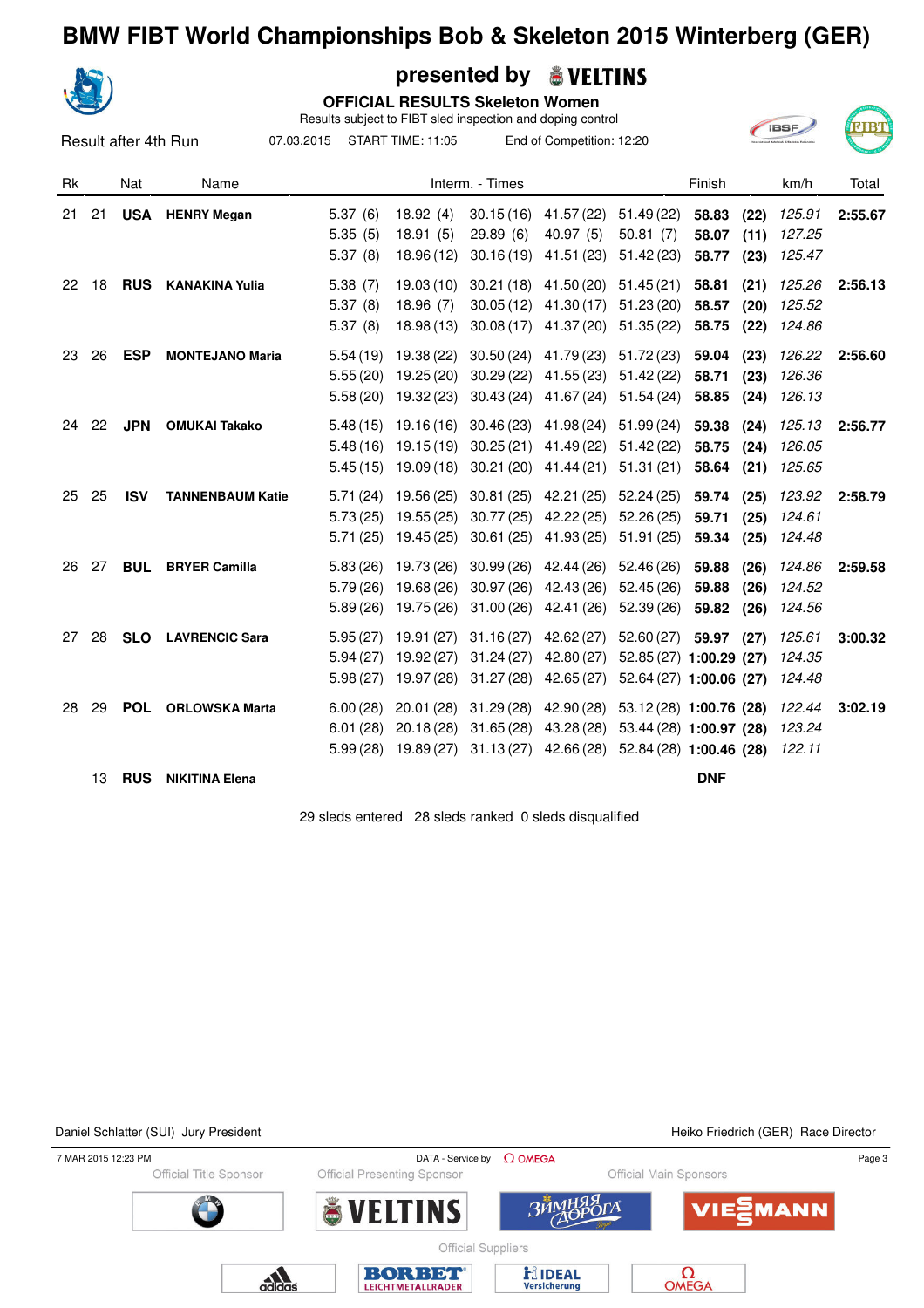# BMW FIBT World Championships Bob & Skeleton 2015 Winterberg (GER)

presented by VELTINS

**OFFICIAL RESULTS Skeleton Women**

Results subject to FIBT sled inspection and doping control

Result after 4th Run 07.03.2015 START TIME: 11:05 End of Competition: 12:20

| Rk | | Nat | Name | Interm. - Times | | | | | Finish | | km/h | Total |
|---|---|---|---|---|---|---|---|---|---|---|---|---|
| 21 | 21 | **USA** | **HENRY Megan** | 5.37 (6) | 18.92 (4) | 30.15 (16) | 41.57 (22) | 51.49 (22) | **58.83** | **(22)** | *125.91* | **2:55.67** |
| | | | | 5.35 (5) | 18.91 (5) | 29.89 (6) | 40.97 (5) | 50.81 (7) | **58.07** | **(11)** | *127.25* | |
| | | | | 5.37 (8) | 18.96 (12) | 30.16 (19) | 41.51 (23) | 51.42 (23) | **58.77** | **(23)** | *125.47* | |
| 22 | 18 | **RUS** | **KANAKINA Yulia** | 5.38 (7) | 19.03 (10) | 30.21 (18) | 41.50 (20) | 51.45 (21) | **58.81** | **(21)** | *125.26* | **2:56.13** |
| | | | | 5.37 (8) | 18.96 (7) | 30.05 (12) | 41.30 (17) | 51.23 (20) | **58.57** | **(20)** | *125.52* | |
| | | | | 5.37 (8) | 18.98 (13) | 30.08 (17) | 41.37 (20) | 51.35 (22) | **58.75** | **(22)** | *124.86* | |
| 23 | 26 | **ESP** | **MONTEJANO Maria** | 5.54 (19) | 19.38 (22) | 30.50 (24) | 41.79 (23) | 51.72 (23) | **59.04** | **(23)** | *126.22* | **2:56.60** |
| | | | | 5.55 (20) | 19.25 (20) | 30.29 (22) | 41.55 (23) | 51.42 (22) | **58.71** | **(23)** | *126.36* | |
| | | | | 5.58 (20) | 19.32 (23) | 30.43 (24) | 41.67 (24) | 51.54 (24) | **58.85** | **(24)** | *126.13* | |
| 24 | 22 | **JPN** | **OMUKAI Takako** | 5.48 (15) | 19.16 (16) | 30.46 (23) | 41.98 (24) | 51.99 (24) | **59.38** | **(24)** | *125.13* | **2:56.77** |
| | | | | 5.48 (16) | 19.15 (19) | 30.25 (21) | 41.49 (22) | 51.42 (22) | **58.75** | **(24)** | *126.05* | |
| | | | | 5.45 (15) | 19.09 (18) | 30.21 (20) | 41.44 (21) | 51.31 (21) | **58.64** | **(21)** | *125.65* | |
| 25 | 25 | **ISV** | **TANNENBAUM Katie** | 5.71 (24) | 19.56 (25) | 30.81 (25) | 42.21 (25) | 52.24 (25) | **59.74** | **(25)** | *123.92* | **2:58.79** |
| | | | | 5.73 (25) | 19.55 (25) | 30.77 (25) | 42.22 (25) | 52.26 (25) | **59.71** | **(25)** | *124.61* | |
| | | | | 5.71 (25) | 19.45 (25) | 30.61 (25) | 41.93 (25) | 51.91 (25) | **59.34** | **(25)** | *124.48* | |
| 26 | 27 | **BUL** | **BRYER Camilla** | 5.83 (26) | 19.73 (26) | 30.99 (26) | 42.44 (26) | 52.46 (26) | **59.88** | **(26)** | *124.86* | **2:59.58** |
| | | | | 5.79 (26) | 19.68 (26) | 30.97 (26) | 42.43 (26) | 52.45 (26) | **59.88** | **(26)** | *124.52* | |
| | | | | 5.89 (26) | 19.75 (26) | 31.00 (26) | 42.41 (26) | 52.39 (26) | **59.82** | **(26)** | *124.56* | |
| 27 | 28 | **SLO** | **LAVRENCIC Sara** | 5.95 (27) | 19.91 (27) | 31.16 (27) | 42.62 (27) | 52.60 (27) | **59.97** | **(27)** | *125.61* | **3:00.32** |
| | | | | 5.94 (27) | 19.92 (27) | 31.24 (27) | 42.80 (27) | 52.85 (27) | **1:00.29** | **(27)** | *124.35* | |
| | | | | 5.98 (27) | 19.97 (28) | 31.27 (28) | 42.65 (27) | 52.64 (27) | **1:00.06** | **(27)** | *124.48* | |
| 28 | 29 | **POL** | **ORLOWSKA Marta** | 6.00 (28) | 20.01 (28) | 31.29 (28) | 42.90 (28) | 53.12 (28) | **1:00.76** | **(28)** | *122.44* | **3:02.19** |
| | | | | 6.01 (28) | 20.18 (28) | 31.65 (28) | 43.28 (28) | 53.44 (28) | **1:00.97** | **(28)** | *123.24* | |
| | | | | 5.99 (28) | 19.89 (27) | 31.13 (27) | 42.66 (28) | 52.84 (28) | **1:00.46** | **(28)** | *122.11* | |
| | 13 | **RUS** | **NIKITINA Elena** | | | | | | **DNF** | | | |

29 sleds entered 28 sleds ranked 0 sleds disqualified

Daniel Schlatter (SUI) Jury President

Heiko Friedrich (GER) Race Director